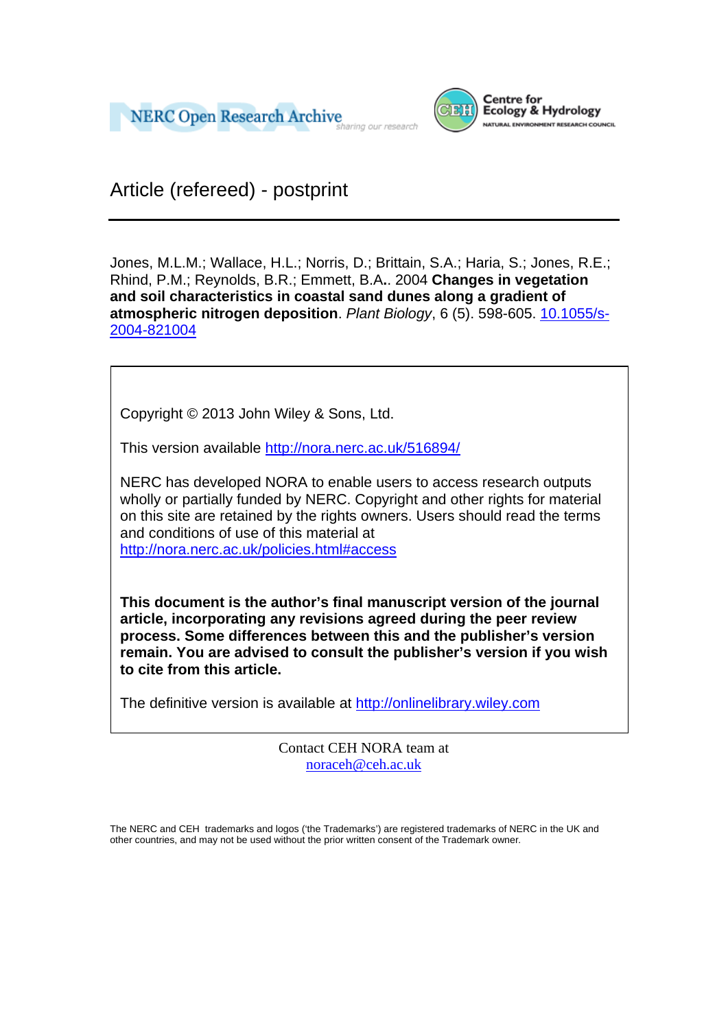NERC Open Research Archive

Centre for Ecology & Hydrology

NATURAL ENVIRONMENT RESEARCH COUNCIL

# Article (refereed) - postprint

Jones, M.L.M.; Wallace, H.L.; Norris, D.; Brittain, S.A.; Haria, S.; Jones, R.E.; Rhind, P.M.; Reynolds, B.R.; Emmett, B.A.. 2004 **Changes in vegetation and soil characteristics in coastal sand dunes along a gradient of atmospheric nitrogen deposition**. *Plant Biology*, 6 (5). 598-605. 10.1055/s-2004-821004

Copyright © 2013 John Wiley & Sons, Ltd.

This version available http://nora.nerc.ac.uk/516894/

NERC has developed NORA to enable users to access research outputs wholly or partially funded by NERC. Copyright and other rights for material on this site are retained by the rights owners. Users should read the terms and conditions of use of this material at http://nora.nerc.ac.uk/policies.html#access

**This document is the author's final manuscript version of the journal article, incorporating any revisions agreed during the peer review process. Some differences between this and the publisher's version remain. You are advised to consult the publisher's version if you wish to cite from this article.**

The definitive version is available at http://onlinelibrary.wiley.com

Contact CEH NORA team at noraceh@ceh.ac.uk

The NERC and CEH trademarks and logos ('the Trademarks') are registered trademarks of NERC in the UK and other countries, and may not be used without the prior written consent of the Trademark owner.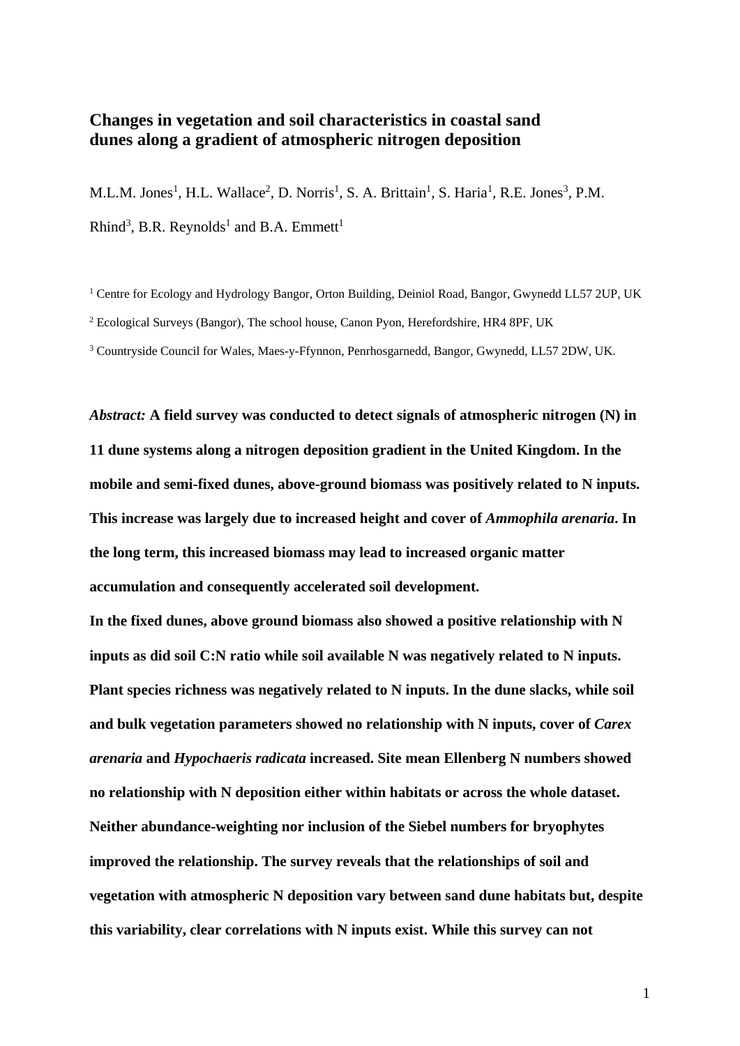# Changes in vegetation and soil characteristics in coastal sand dunes along a gradient of atmospheric nitrogen deposition

M.L.M. Jones[1], H.L. Wallace[2], D. Norris[1], S. A. Brittain[1], S. Haria[1], R.E. Jones[3], P.M. Rhind[3], B.R. Reynolds[1] and B.A. Emmett[1]

[1] Centre for Ecology and Hydrology Bangor, Orton Building, Deiniol Road, Bangor, Gwynedd LL57 2UP, UK

[2] Ecological Surveys (Bangor), The school house, Canon Pyon, Herefordshire, HR4 8PF, UK

[3] Countryside Council for Wales, Maes-y-Ffynnon, Penrhosgarnedd, Bangor, Gwynedd, LL57 2DW, UK.

*Abstract:* **A field survey was conducted to detect signals of atmospheric nitrogen (N) in 11 dune systems along a nitrogen deposition gradient in the United Kingdom. In the mobile and semi-fixed dunes, above-ground biomass was positively related to N inputs. This increase was largely due to increased height and cover of *Ammophila arenaria*. In the long term, this increased biomass may lead to increased organic matter accumulation and consequently accelerated soil development.**

**In the fixed dunes, above ground biomass also showed a positive relationship with N inputs as did soil C:N ratio while soil available N was negatively related to N inputs. Plant species richness was negatively related to N inputs. In the dune slacks, while soil and bulk vegetation parameters showed no relationship with N inputs, cover of *Carex arenaria* and *Hypochaeris radicata* increased. Site mean Ellenberg N numbers showed no relationship with N deposition either within habitats or across the whole dataset. Neither abundance-weighting nor inclusion of the Siebel numbers for bryophytes improved the relationship. The survey reveals that the relationships of soil and vegetation with atmospheric N deposition vary between sand dune habitats but, despite this variability, clear correlations with N inputs exist. While this survey can not**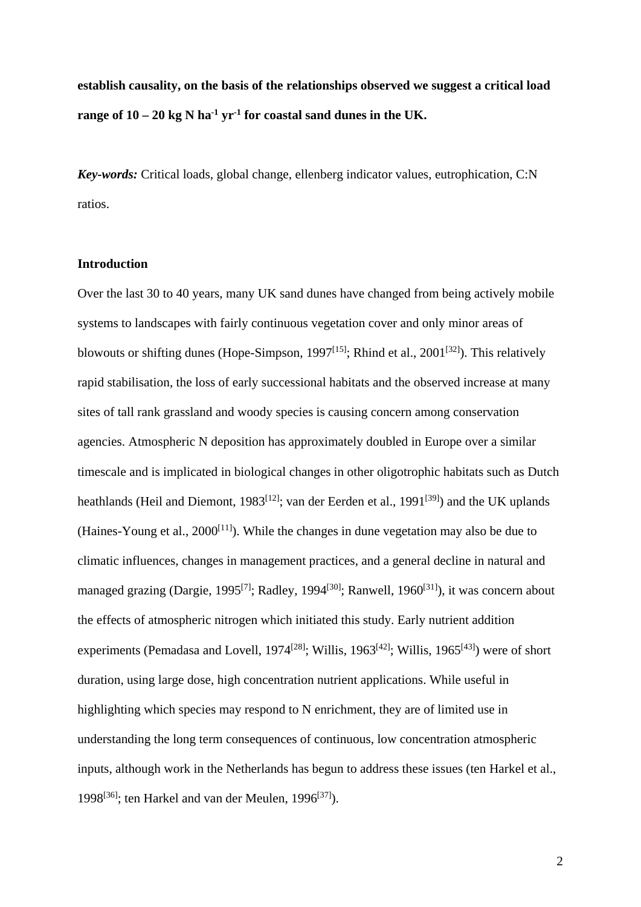**establish causality, on the basis of the relationships observed we suggest a critical load range of 10 – 20 kg N ha$^{-1}$ yr$^{-1}$ for coastal sand dunes in the UK.**

***Key-words:*** Critical loads, global change, ellenberg indicator values, eutrophication, C:N ratios.

## Introduction

Over the last 30 to 40 years, many UK sand dunes have changed from being actively mobile systems to landscapes with fairly continuous vegetation cover and only minor areas of blowouts or shifting dunes (Hope-Simpson, 1997[15]; Rhind et al., 2001[32]). This relatively rapid stabilisation, the loss of early successional habitats and the observed increase at many sites of tall rank grassland and woody species is causing concern among conservation agencies. Atmospheric N deposition has approximately doubled in Europe over a similar timescale and is implicated in biological changes in other oligotrophic habitats such as Dutch heathlands (Heil and Diemont, 1983[12]; van der Eerden et al., 1991[39]) and the UK uplands (Haines-Young et al., 2000[11]). While the changes in dune vegetation may also be due to climatic influences, changes in management practices, and a general decline in natural and managed grazing (Dargie, 1995[7]; Radley, 1994[30]; Ranwell, 1960[31]), it was concern about the effects of atmospheric nitrogen which initiated this study. Early nutrient addition experiments (Pemadasa and Lovell, 1974[28]; Willis, 1963[42]; Willis, 1965[43]) were of short duration, using large dose, high concentration nutrient applications. While useful in highlighting which species may respond to N enrichment, they are of limited use in understanding the long term consequences of continuous, low concentration atmospheric inputs, although work in the Netherlands has begun to address these issues (ten Harkel et al., 1998[36]; ten Harkel and van der Meulen, 1996[37]).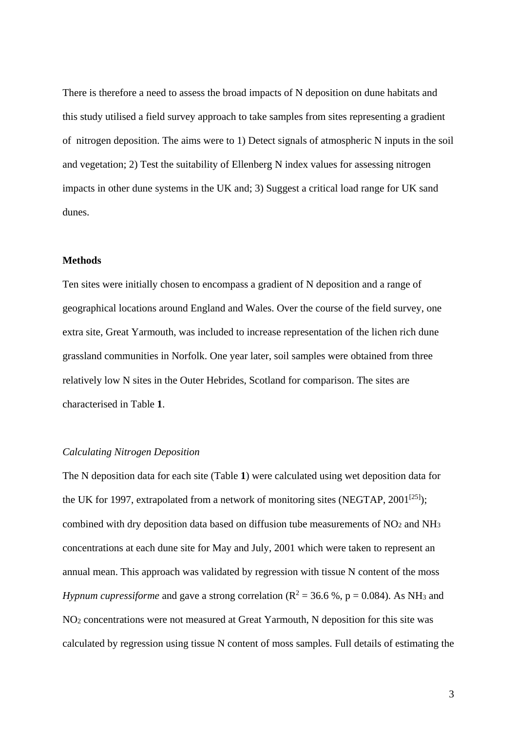There is therefore a need to assess the broad impacts of N deposition on dune habitats and this study utilised a field survey approach to take samples from sites representing a gradient of nitrogen deposition. The aims were to 1) Detect signals of atmospheric N inputs in the soil and vegetation; 2) Test the suitability of Ellenberg N index values for assessing nitrogen impacts in other dune systems in the UK and; 3) Suggest a critical load range for UK sand dunes.

**Methods**

Ten sites were initially chosen to encompass a gradient of N deposition and a range of geographical locations around England and Wales. Over the course of the field survey, one extra site, Great Yarmouth, was included to increase representation of the lichen rich dune grassland communities in Norfolk. One year later, soil samples were obtained from three relatively low N sites in the Outer Hebrides, Scotland for comparison. The sites are characterised in Table **1**.

*Calculating Nitrogen Deposition*

The N deposition data for each site (Table **1**) were calculated using wet deposition data for the UK for 1997, extrapolated from a network of monitoring sites (NEGTAP, 2001[25]); combined with dry deposition data based on diffusion tube measurements of $NO_2$ and $NH_3$ concentrations at each dune site for May and July, 2001 which were taken to represent an annual mean. This approach was validated by regression with tissue N content of the moss *Hypnum cupressiforme* and gave a strong correlation ($R^2$ = 36.6 %, p = 0.084). As $NH_3$ and $NO_2$ concentrations were not measured at Great Yarmouth, N deposition for this site was calculated by regression using tissue N content of moss samples. Full details of estimating the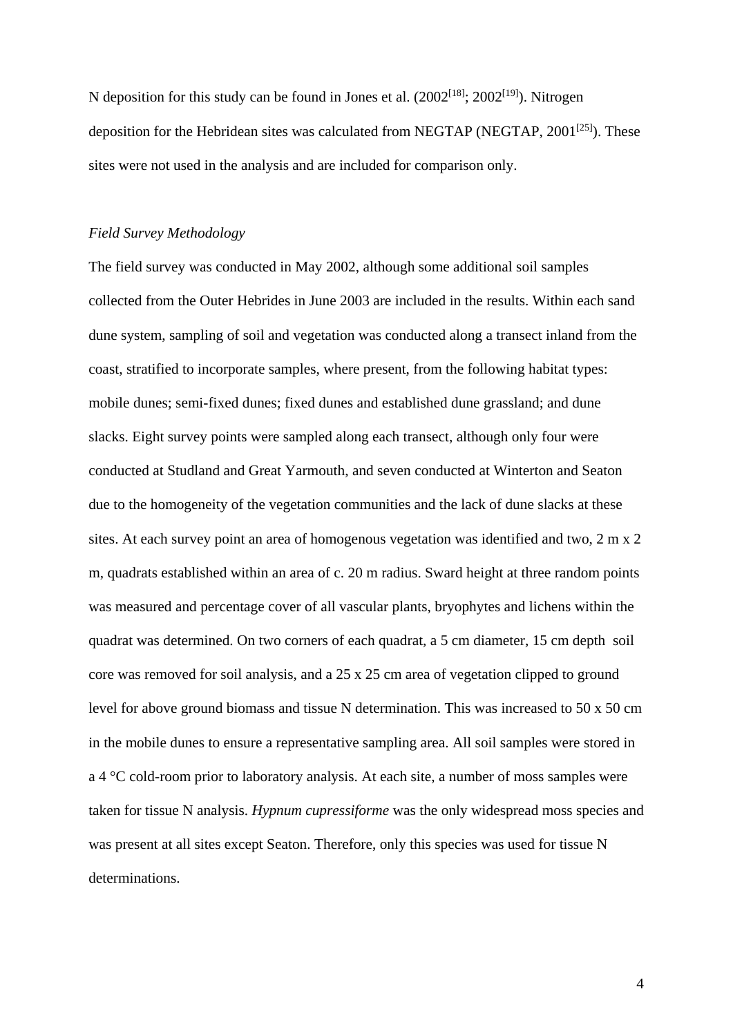N deposition for this study can be found in Jones et al. (2002[18]; 2002[19]). Nitrogen deposition for the Hebridean sites was calculated from NEGTAP (NEGTAP, 2001[25]). These sites were not used in the analysis and are included for comparison only.

*Field Survey Methodology*

The field survey was conducted in May 2002, although some additional soil samples collected from the Outer Hebrides in June 2003 are included in the results. Within each sand dune system, sampling of soil and vegetation was conducted along a transect inland from the coast, stratified to incorporate samples, where present, from the following habitat types: mobile dunes; semi-fixed dunes; fixed dunes and established dune grassland; and dune slacks. Eight survey points were sampled along each transect, although only four were conducted at Studland and Great Yarmouth, and seven conducted at Winterton and Seaton due to the homogeneity of the vegetation communities and the lack of dune slacks at these sites. At each survey point an area of homogenous vegetation was identified and two, 2 m x 2 m, quadrats established within an area of c. 20 m radius. Sward height at three random points was measured and percentage cover of all vascular plants, bryophytes and lichens within the quadrat was determined. On two corners of each quadrat, a 5 cm diameter, 15 cm depth soil core was removed for soil analysis, and a 25 x 25 cm area of vegetation clipped to ground level for above ground biomass and tissue N determination. This was increased to 50 x 50 cm in the mobile dunes to ensure a representative sampling area. All soil samples were stored in a 4 °C cold-room prior to laboratory analysis. At each site, a number of moss samples were taken for tissue N analysis. *Hypnum cupressiforme* was the only widespread moss species and was present at all sites except Seaton. Therefore, only this species was used for tissue N determinations.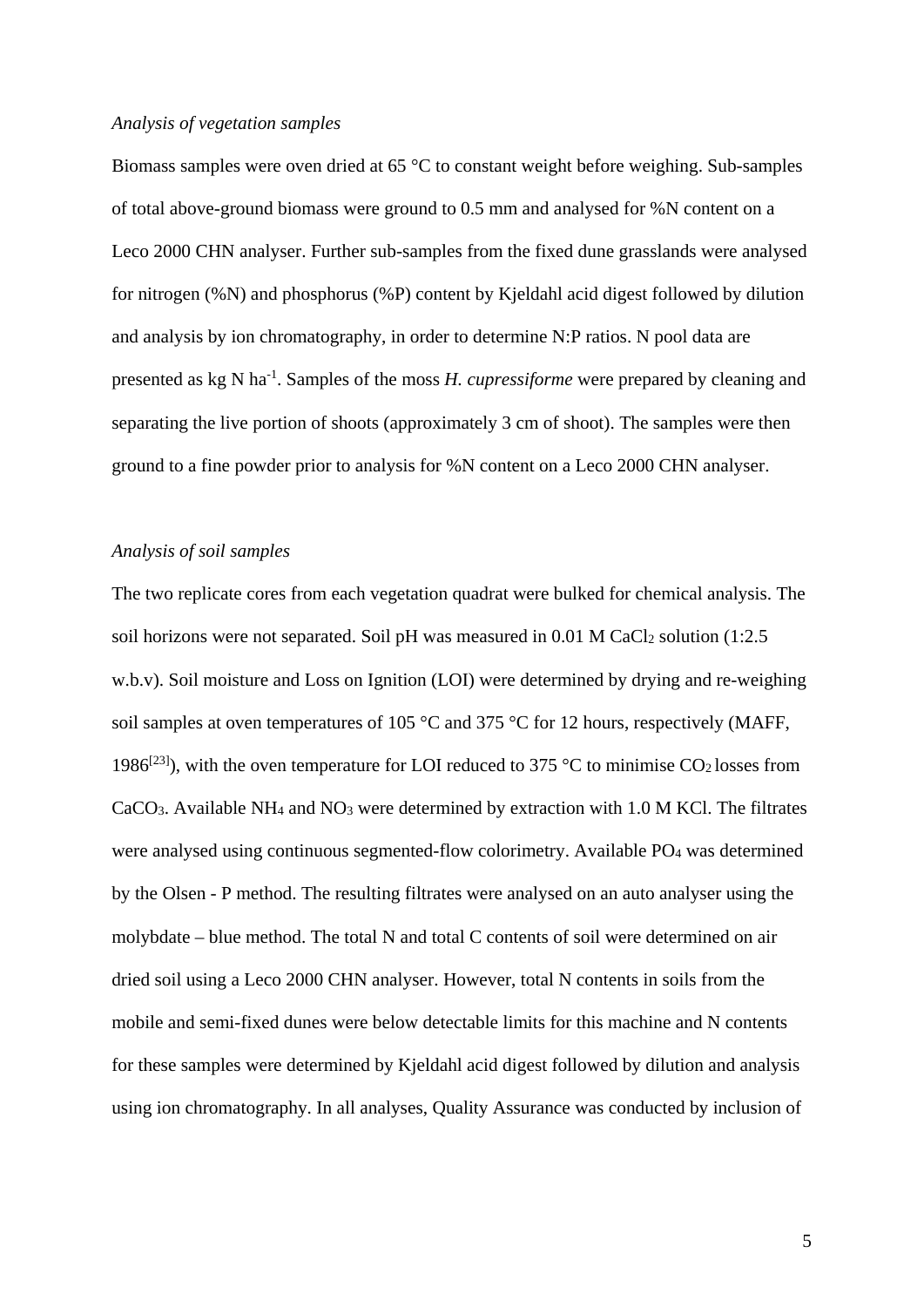*Analysis of vegetation samples*

Biomass samples were oven dried at 65 °C to constant weight before weighing. Sub-samples of total above-ground biomass were ground to 0.5 mm and analysed for %N content on a Leco 2000 CHN analyser. Further sub-samples from the fixed dune grasslands were analysed for nitrogen (%N) and phosphorus (%P) content by Kjeldahl acid digest followed by dilution and analysis by ion chromatography, in order to determine N:P ratios. N pool data are presented as kg N $ha^{-1}$. Samples of the moss *H. cupressiforme* were prepared by cleaning and separating the live portion of shoots (approximately 3 cm of shoot). The samples were then ground to a fine powder prior to analysis for %N content on a Leco 2000 CHN analyser.

*Analysis of soil samples*

The two replicate cores from each vegetation quadrat were bulked for chemical analysis. The soil horizons were not separated. Soil pH was measured in 0.01 M $CaCl_2$ solution (1:2.5 w.b.v). Soil moisture and Loss on Ignition (LOI) were determined by drying and re-weighing soil samples at oven temperatures of 105 °C and 375 °C for 12 hours, respectively (MAFF, 1986[23]), with the oven temperature for LOI reduced to 375 °C to minimise $CO_2$ losses from $CaCO_3$. Available $NH_4$ and $NO_3$ were determined by extraction with 1.0 M KCl. The filtrates were analysed using continuous segmented-flow colorimetry. Available $PO_4$ was determined by the Olsen - P method. The resulting filtrates were analysed on an auto analyser using the molybdate – blue method. The total N and total C contents of soil were determined on air dried soil using a Leco 2000 CHN analyser. However, total N contents in soils from the mobile and semi-fixed dunes were below detectable limits for this machine and N contents for these samples were determined by Kjeldahl acid digest followed by dilution and analysis using ion chromatography. In all analyses, Quality Assurance was conducted by inclusion of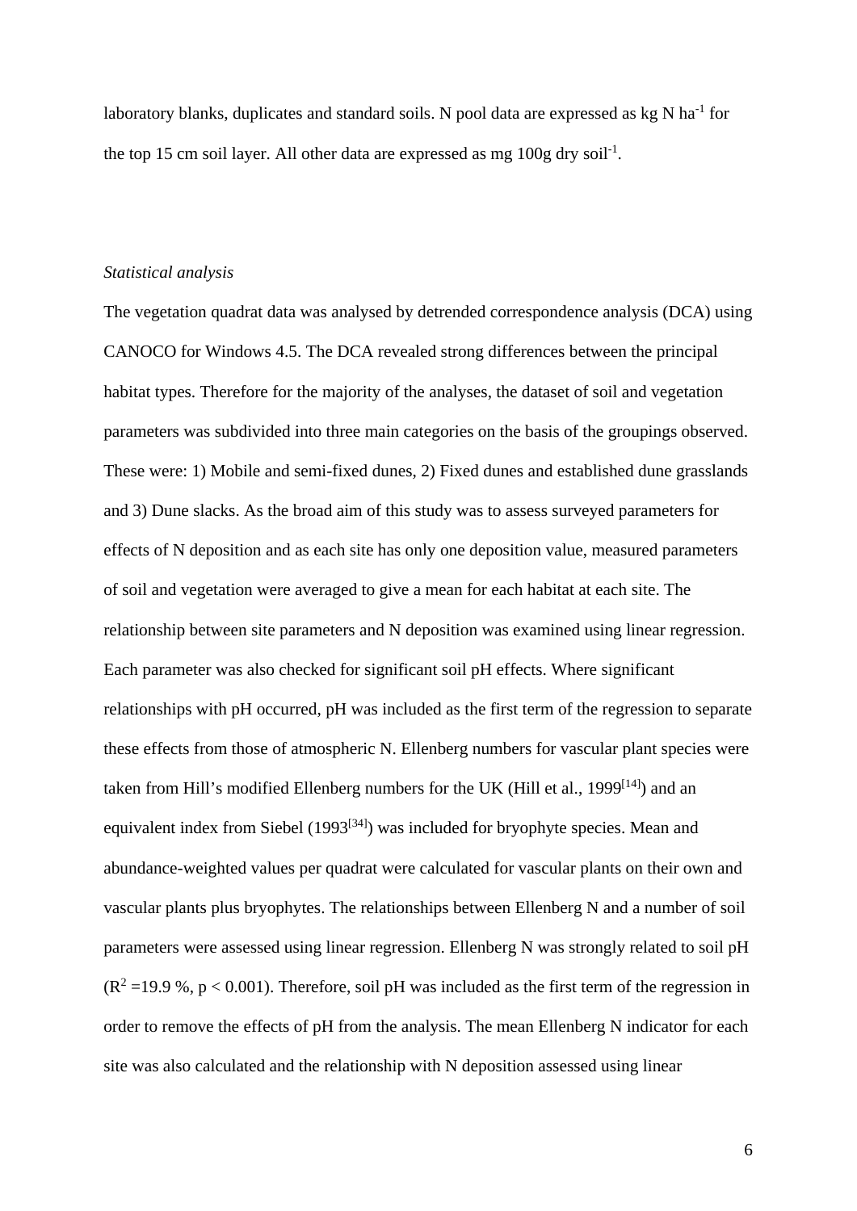laboratory blanks, duplicates and standard soils. N pool data are expressed as kg N $ha^{-1}$ for the top 15 cm soil layer. All other data are expressed as mg 100g dry $soil^{-1}$.

*Statistical analysis*

The vegetation quadrat data was analysed by detrended correspondence analysis (DCA) using CANOCO for Windows 4.5. The DCA revealed strong differences between the principal habitat types. Therefore for the majority of the analyses, the dataset of soil and vegetation parameters was subdivided into three main categories on the basis of the groupings observed. These were: 1) Mobile and semi-fixed dunes, 2) Fixed dunes and established dune grasslands and 3) Dune slacks. As the broad aim of this study was to assess surveyed parameters for effects of N deposition and as each site has only one deposition value, measured parameters of soil and vegetation were averaged to give a mean for each habitat at each site. The relationship between site parameters and N deposition was examined using linear regression. Each parameter was also checked for significant soil pH effects. Where significant relationships with pH occurred, pH was included as the first term of the regression to separate these effects from those of atmospheric N. Ellenberg numbers for vascular plant species were taken from Hill's modified Ellenberg numbers for the UK (Hill et al., 1999[14]) and an equivalent index from Siebel (1993[34]) was included for bryophyte species. Mean and abundance-weighted values per quadrat were calculated for vascular plants on their own and vascular plants plus bryophytes. The relationships between Ellenberg N and a number of soil parameters were assessed using linear regression. Ellenberg N was strongly related to soil pH ($R^2$ =19.9 %, $p < 0.001$). Therefore, soil pH was included as the first term of the regression in order to remove the effects of pH from the analysis. The mean Ellenberg N indicator for each site was also calculated and the relationship with N deposition assessed using linear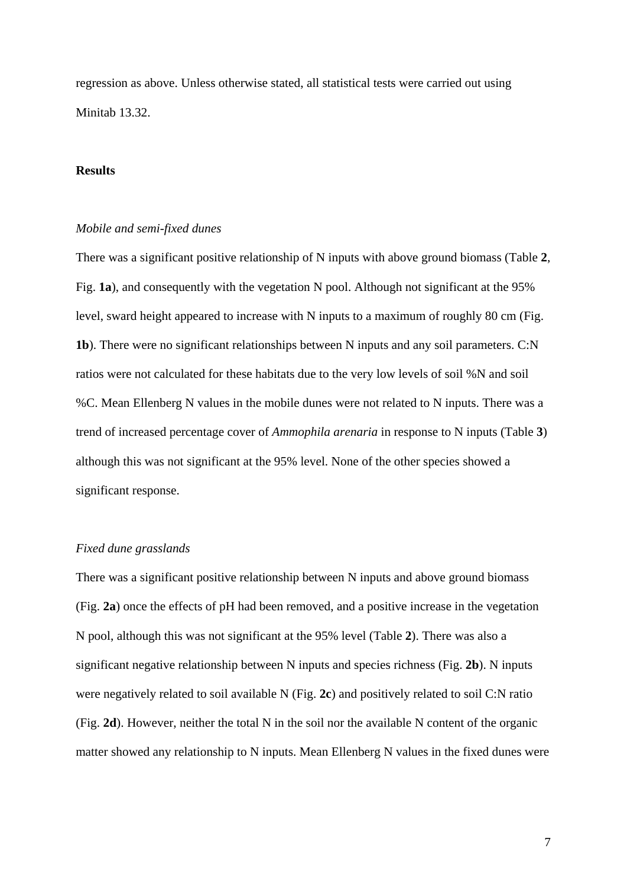regression as above. Unless otherwise stated, all statistical tests were carried out using Minitab 13.32.

## Results

### *Mobile and semi-fixed dunes*

There was a significant positive relationship of N inputs with above ground biomass (Table **2**, Fig. **1a**), and consequently with the vegetation N pool. Although not significant at the 95% level, sward height appeared to increase with N inputs to a maximum of roughly 80 cm (Fig. **1b**). There were no significant relationships between N inputs and any soil parameters. C:N ratios were not calculated for these habitats due to the very low levels of soil %N and soil %C. Mean Ellenberg N values in the mobile dunes were not related to N inputs. There was a trend of increased percentage cover of *Ammophila arenaria* in response to N inputs (Table **3**) although this was not significant at the 95% level. None of the other species showed a significant response.

### *Fixed dune grasslands*

There was a significant positive relationship between N inputs and above ground biomass (Fig. **2a**) once the effects of pH had been removed, and a positive increase in the vegetation N pool, although this was not significant at the 95% level (Table **2**). There was also a significant negative relationship between N inputs and species richness (Fig. **2b**). N inputs were negatively related to soil available N (Fig. **2c**) and positively related to soil C:N ratio (Fig. **2d**). However, neither the total N in the soil nor the available N content of the organic matter showed any relationship to N inputs. Mean Ellenberg N values in the fixed dunes were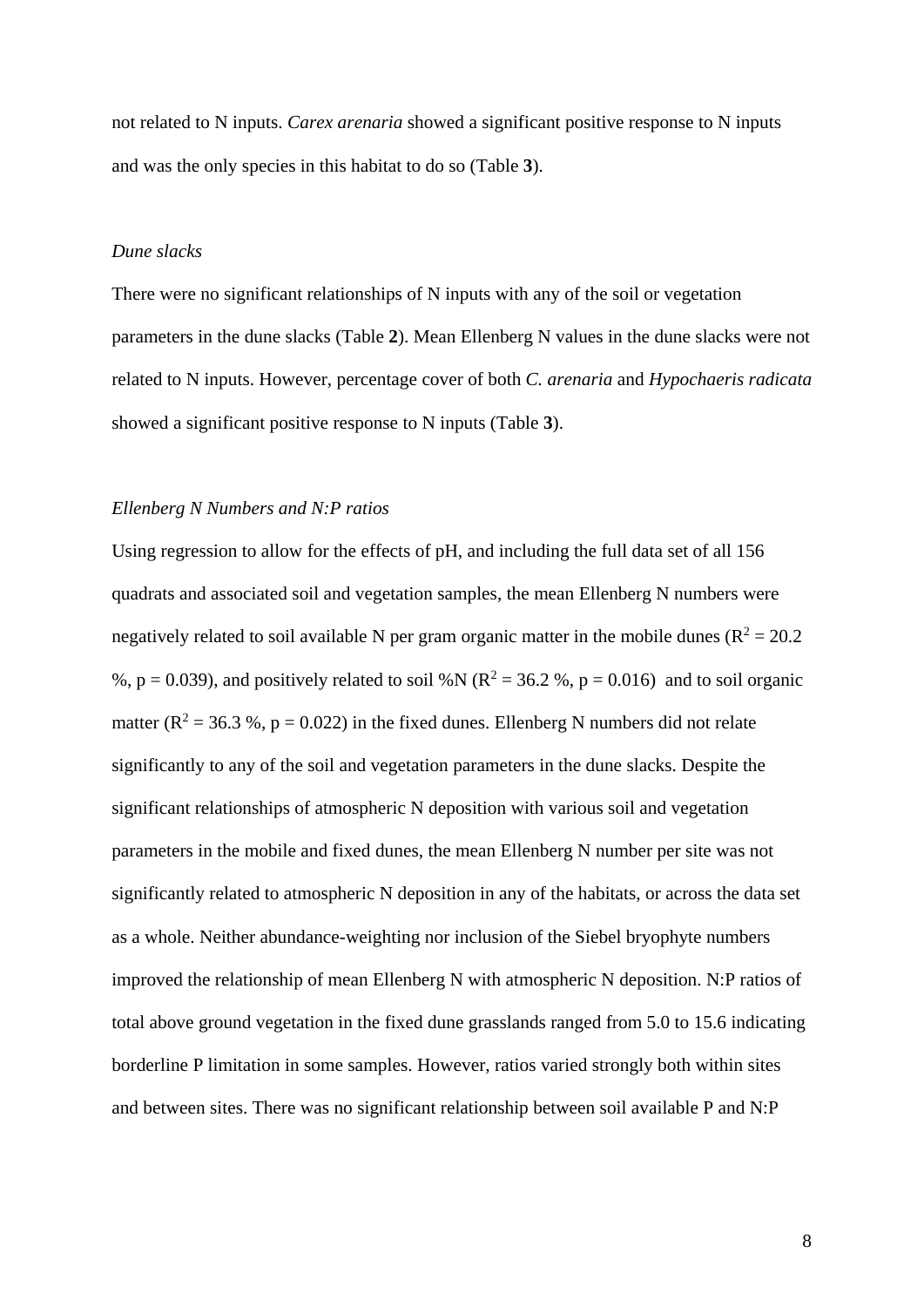not related to N inputs. *Carex arenaria* showed a significant positive response to N inputs and was the only species in this habitat to do so (Table **3**).

*Dune slacks*

There were no significant relationships of N inputs with any of the soil or vegetation parameters in the dune slacks (Table **2**). Mean Ellenberg N values in the dune slacks were not related to N inputs. However, percentage cover of both *C. arenaria* and *Hypochaeris radicata* showed a significant positive response to N inputs (Table **3**).

*Ellenberg N Numbers and N:P ratios*

Using regression to allow for the effects of pH, and including the full data set of all 156 quadrats and associated soil and vegetation samples, the mean Ellenberg N numbers were negatively related to soil available N per gram organic matter in the mobile dunes ($R^2$ = 20.2 %, p = 0.039), and positively related to soil %N ($R^2$ = 36.2 %, p = 0.016) and to soil organic matter ($R^2$ = 36.3 %, p = 0.022) in the fixed dunes. Ellenberg N numbers did not relate significantly to any of the soil and vegetation parameters in the dune slacks. Despite the significant relationships of atmospheric N deposition with various soil and vegetation parameters in the mobile and fixed dunes, the mean Ellenberg N number per site was not significantly related to atmospheric N deposition in any of the habitats, or across the data set as a whole. Neither abundance-weighting nor inclusion of the Siebel bryophyte numbers improved the relationship of mean Ellenberg N with atmospheric N deposition. N:P ratios of total above ground vegetation in the fixed dune grasslands ranged from 5.0 to 15.6 indicating borderline P limitation in some samples. However, ratios varied strongly both within sites and between sites. There was no significant relationship between soil available P and N:P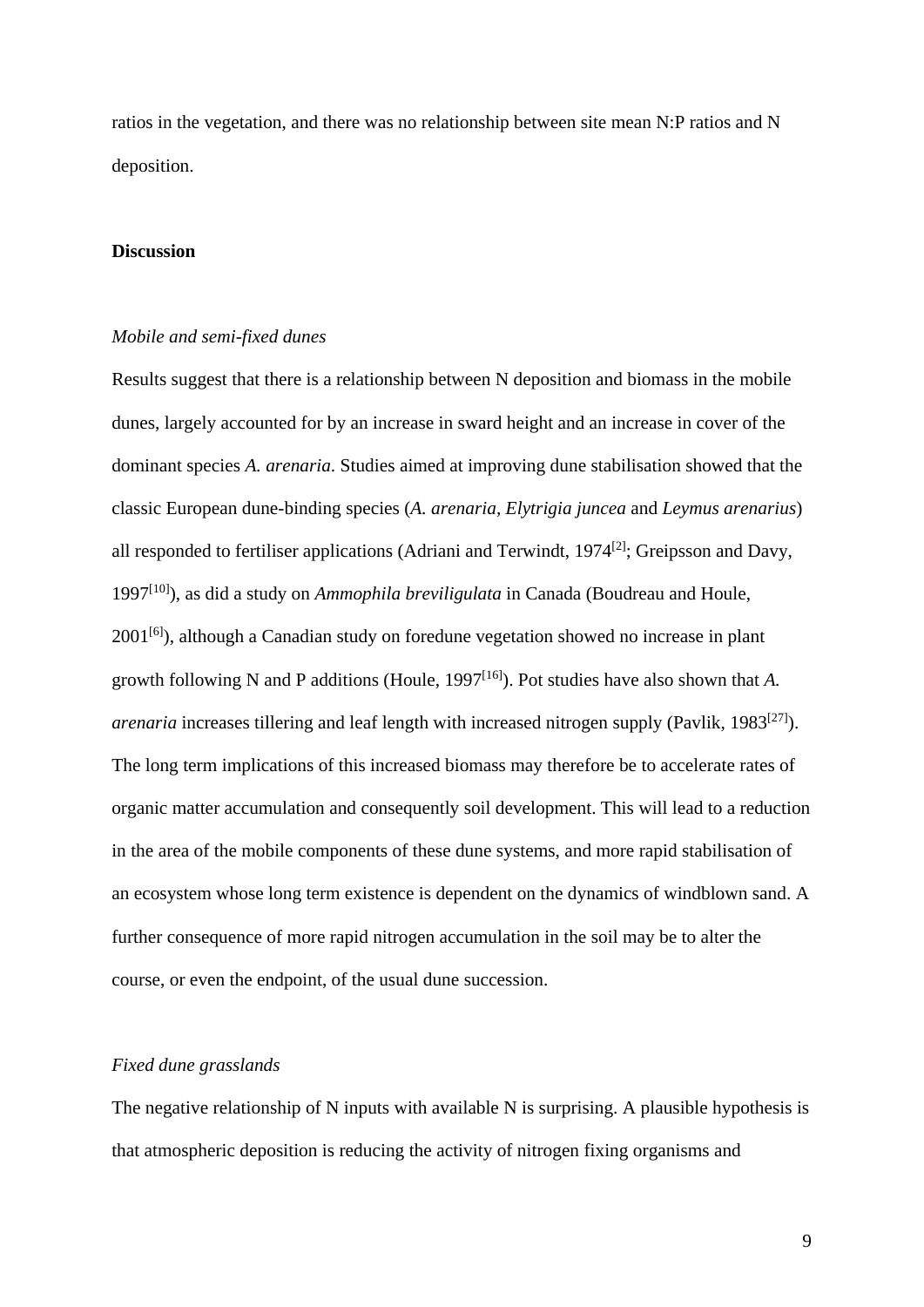ratios in the vegetation, and there was no relationship between site mean N:P ratios and N deposition.

## Discussion

### *Mobile and semi-fixed dunes*

Results suggest that there is a relationship between N deposition and biomass in the mobile dunes, largely accounted for by an increase in sward height and an increase in cover of the dominant species *A. arenaria*. Studies aimed at improving dune stabilisation showed that the classic European dune-binding species (*A. arenaria, Elytrigia juncea* and *Leymus arenarius*) all responded to fertiliser applications (Adriani and Terwindt, 1974[2]; Greipsson and Davy, 1997[10]), as did a study on *Ammophila breviligulata* in Canada (Boudreau and Houle, 2001[6]), although a Canadian study on foredune vegetation showed no increase in plant growth following N and P additions (Houle, 1997[16]). Pot studies have also shown that *A. arenaria* increases tillering and leaf length with increased nitrogen supply (Pavlik, 1983[27]). The long term implications of this increased biomass may therefore be to accelerate rates of organic matter accumulation and consequently soil development. This will lead to a reduction in the area of the mobile components of these dune systems, and more rapid stabilisation of an ecosystem whose long term existence is dependent on the dynamics of windblown sand. A further consequence of more rapid nitrogen accumulation in the soil may be to alter the course, or even the endpoint, of the usual dune succession.

### *Fixed dune grasslands*

The negative relationship of N inputs with available N is surprising. A plausible hypothesis is that atmospheric deposition is reducing the activity of nitrogen fixing organisms and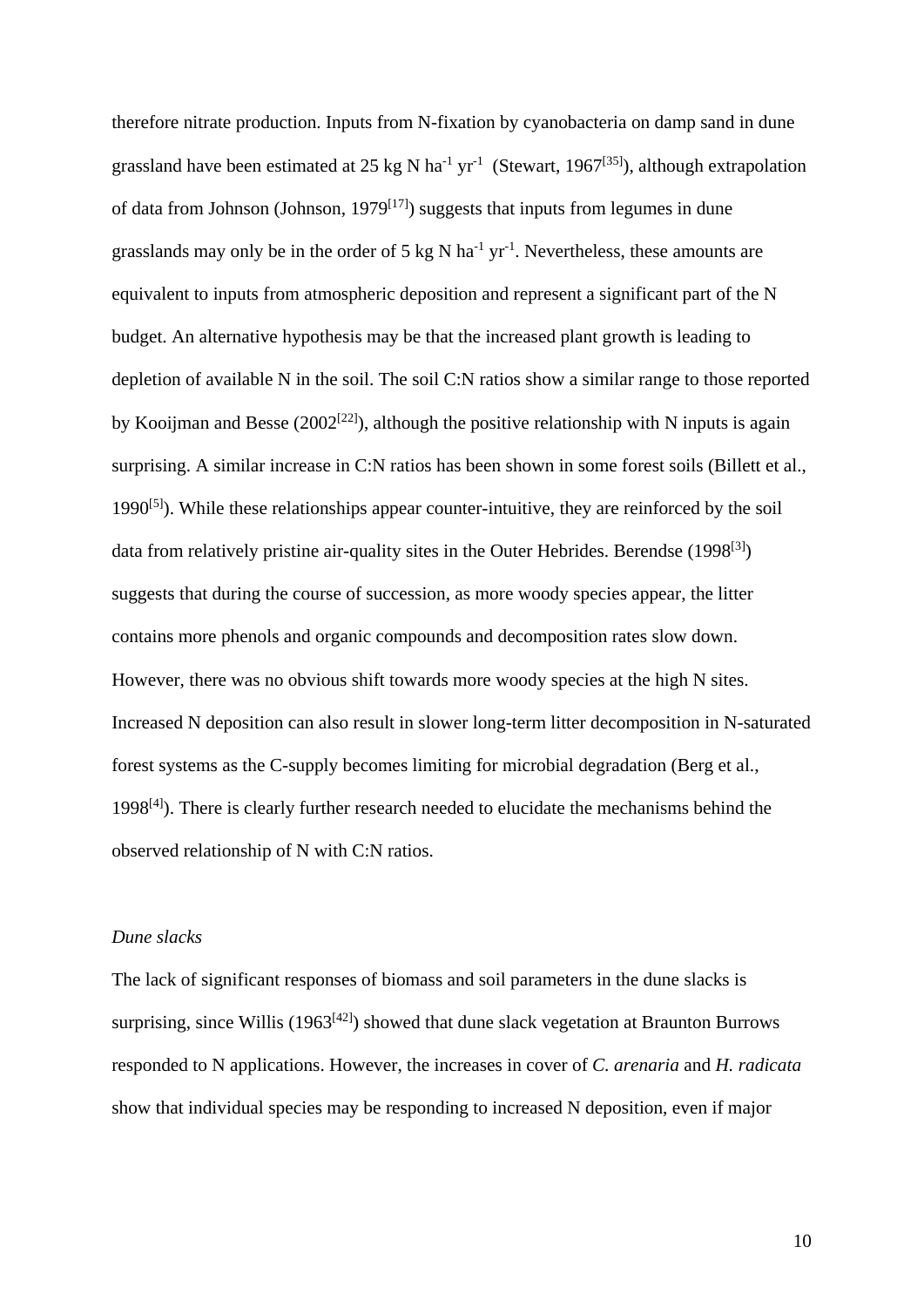therefore nitrate production. Inputs from N-fixation by cyanobacteria on damp sand in dune grassland have been estimated at 25 kg N $ha^{-1}$ $yr^{-1}$ (Stewart, 1967[35]), although extrapolation of data from Johnson (Johnson, 1979[17]) suggests that inputs from legumes in dune grasslands may only be in the order of 5 kg N $ha^{-1}$ $yr^{-1}$. Nevertheless, these amounts are equivalent to inputs from atmospheric deposition and represent a significant part of the N budget. An alternative hypothesis may be that the increased plant growth is leading to depletion of available N in the soil. The soil C:N ratios show a similar range to those reported by Kooijman and Besse (2002[22]), although the positive relationship with N inputs is again surprising. A similar increase in C:N ratios has been shown in some forest soils (Billett et al., 1990[5]). While these relationships appear counter-intuitive, they are reinforced by the soil data from relatively pristine air-quality sites in the Outer Hebrides. Berendse (1998[3]) suggests that during the course of succession, as more woody species appear, the litter contains more phenols and organic compounds and decomposition rates slow down. However, there was no obvious shift towards more woody species at the high N sites. Increased N deposition can also result in slower long-term litter decomposition in N-saturated forest systems as the C-supply becomes limiting for microbial degradation (Berg et al., 1998[4]). There is clearly further research needed to elucidate the mechanisms behind the observed relationship of N with C:N ratios.

*Dune slacks*

The lack of significant responses of biomass and soil parameters in the dune slacks is surprising, since Willis (1963[42]) showed that dune slack vegetation at Braunton Burrows responded to N applications. However, the increases in cover of *C. arenaria* and *H. radicata* show that individual species may be responding to increased N deposition, even if major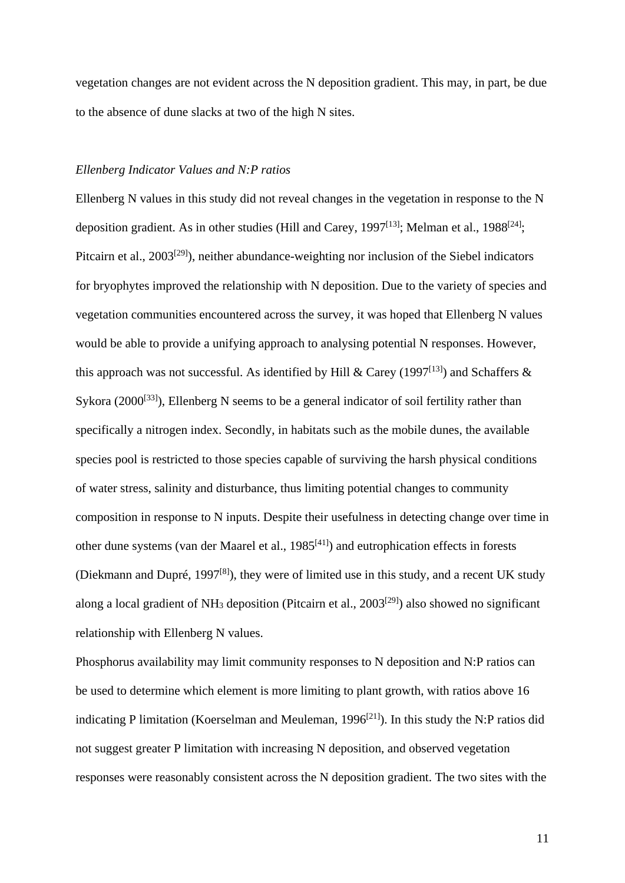vegetation changes are not evident across the N deposition gradient. This may, in part, be due to the absence of dune slacks at two of the high N sites.

*Ellenberg Indicator Values and N:P ratios*

Ellenberg N values in this study did not reveal changes in the vegetation in response to the N deposition gradient. As in other studies (Hill and Carey, 1997[13]; Melman et al., 1988[24]; Pitcairn et al., 2003[29]), neither abundance-weighting nor inclusion of the Siebel indicators for bryophytes improved the relationship with N deposition. Due to the variety of species and vegetation communities encountered across the survey, it was hoped that Ellenberg N values would be able to provide a unifying approach to analysing potential N responses. However, this approach was not successful. As identified by Hill & Carey (1997[13]) and Schaffers & Sykora (2000[33]), Ellenberg N seems to be a general indicator of soil fertility rather than specifically a nitrogen index. Secondly, in habitats such as the mobile dunes, the available species pool is restricted to those species capable of surviving the harsh physical conditions of water stress, salinity and disturbance, thus limiting potential changes to community composition in response to N inputs. Despite their usefulness in detecting change over time in other dune systems (van der Maarel et al., 1985[41]) and eutrophication effects in forests (Diekmann and Dupré, 1997[8]), they were of limited use in this study, and a recent UK study along a local gradient of $NH_3$ deposition (Pitcairn et al., 2003[29]) also showed no significant relationship with Ellenberg N values.

Phosphorus availability may limit community responses to N deposition and N:P ratios can be used to determine which element is more limiting to plant growth, with ratios above 16 indicating P limitation (Koerselman and Meuleman, 1996[21]). In this study the N:P ratios did not suggest greater P limitation with increasing N deposition, and observed vegetation responses were reasonably consistent across the N deposition gradient. The two sites with the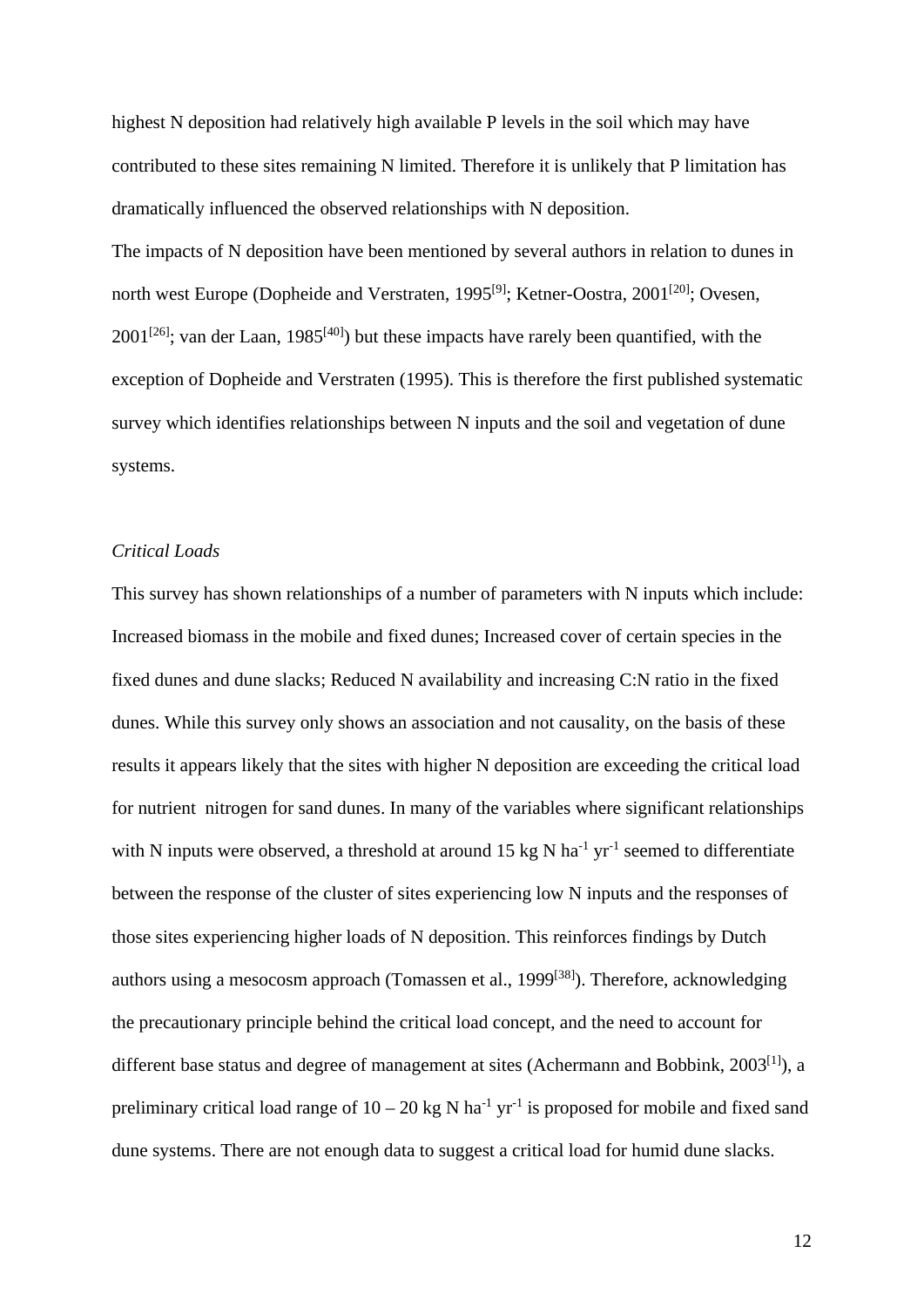highest N deposition had relatively high available P levels in the soil which may have contributed to these sites remaining N limited. Therefore it is unlikely that P limitation has dramatically influenced the observed relationships with N deposition.

The impacts of N deposition have been mentioned by several authors in relation to dunes in north west Europe (Dopheide and Verstraten, 1995[9]; Ketner-Oostra, 2001[20]; Ovesen, 2001[26]; van der Laan, 1985[40]) but these impacts have rarely been quantified, with the exception of Dopheide and Verstraten (1995). This is therefore the first published systematic survey which identifies relationships between N inputs and the soil and vegetation of dune systems.

*Critical Loads*

This survey has shown relationships of a number of parameters with N inputs which include: Increased biomass in the mobile and fixed dunes; Increased cover of certain species in the fixed dunes and dune slacks; Reduced N availability and increasing C:N ratio in the fixed dunes. While this survey only shows an association and not causality, on the basis of these results it appears likely that the sites with higher N deposition are exceeding the critical load for nutrient nitrogen for sand dunes. In many of the variables where significant relationships with N inputs were observed, a threshold at around 15 kg N $ha^{-1}$ $yr^{-1}$ seemed to differentiate between the response of the cluster of sites experiencing low N inputs and the responses of those sites experiencing higher loads of N deposition. This reinforces findings by Dutch authors using a mesocosm approach (Tomassen et al., 1999[38]). Therefore, acknowledging the precautionary principle behind the critical load concept, and the need to account for different base status and degree of management at sites (Achermann and Bobbink, 2003[1]), a preliminary critical load range of 10 – 20 kg N $ha^{-1}$ $yr^{-1}$ is proposed for mobile and fixed sand dune systems. There are not enough data to suggest a critical load for humid dune slacks.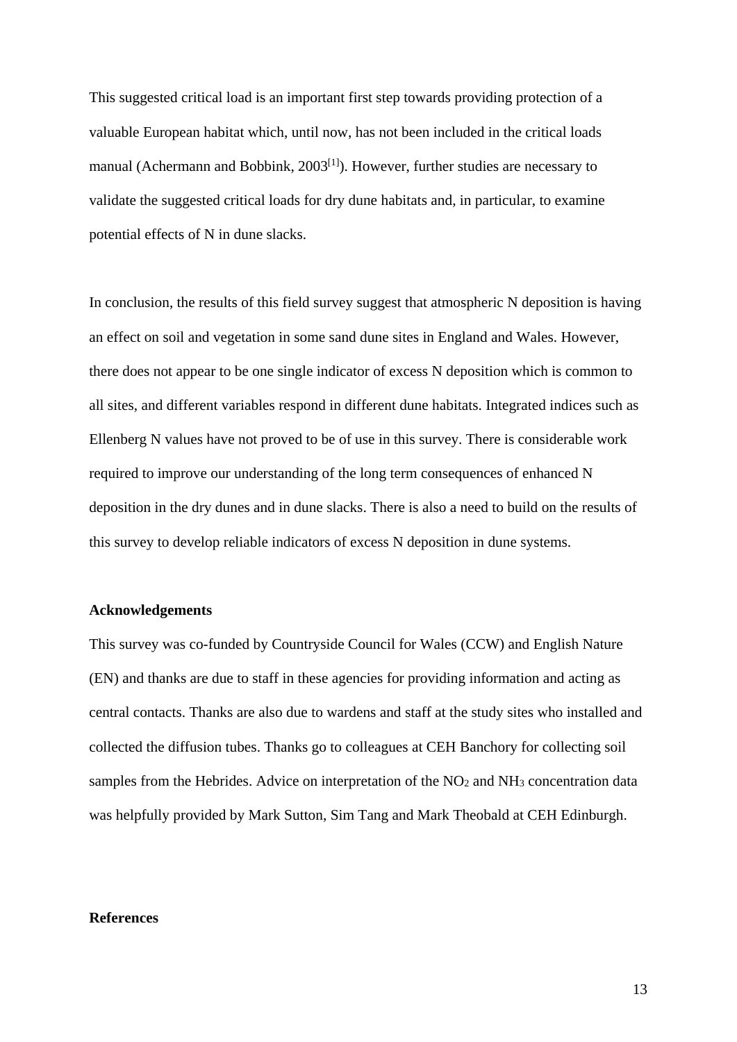This suggested critical load is an important first step towards providing protection of a valuable European habitat which, until now, has not been included in the critical loads manual (Achermann and Bobbink, 2003[1]). However, further studies are necessary to validate the suggested critical loads for dry dune habitats and, in particular, to examine potential effects of N in dune slacks.

In conclusion, the results of this field survey suggest that atmospheric N deposition is having an effect on soil and vegetation in some sand dune sites in England and Wales. However, there does not appear to be one single indicator of excess N deposition which is common to all sites, and different variables respond in different dune habitats. Integrated indices such as Ellenberg N values have not proved to be of use in this survey. There is considerable work required to improve our understanding of the long term consequences of enhanced N deposition in the dry dunes and in dune slacks. There is also a need to build on the results of this survey to develop reliable indicators of excess N deposition in dune systems.

## Acknowledgements

This survey was co-funded by Countryside Council for Wales (CCW) and English Nature (EN) and thanks are due to staff in these agencies for providing information and acting as central contacts. Thanks are also due to wardens and staff at the study sites who installed and collected the diffusion tubes. Thanks go to colleagues at CEH Banchory for collecting soil samples from the Hebrides. Advice on interpretation of the $NO_2$ and $NH_3$ concentration data was helpfully provided by Mark Sutton, Sim Tang and Mark Theobald at CEH Edinburgh.

## References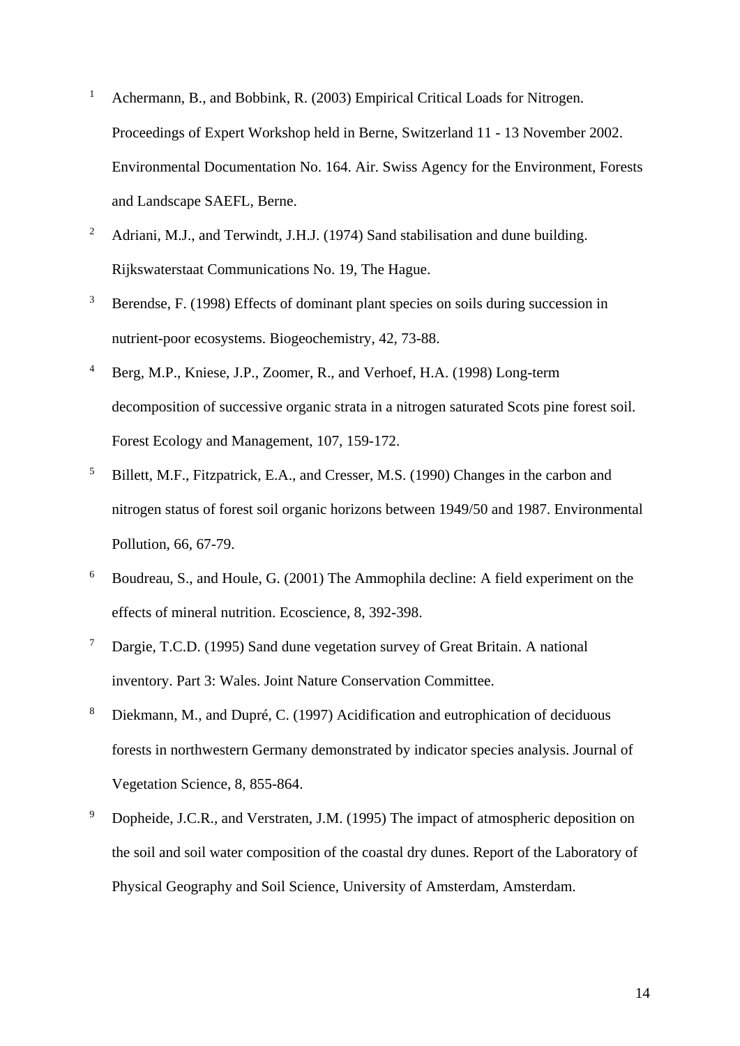1. Achermann, B., and Bobbink, R. (2003) Empirical Critical Loads for Nitrogen. Proceedings of Expert Workshop held in Berne, Switzerland 11 - 13 November 2002. Environmental Documentation No. 164. Air. Swiss Agency for the Environment, Forests and Landscape SAEFL, Berne.

2. Adriani, M.J., and Terwindt, J.H.J. (1974) Sand stabilisation and dune building. Rijkswaterstaat Communications No. 19, The Hague.

3. Berendse, F. (1998) Effects of dominant plant species on soils during succession in nutrient-poor ecosystems. Biogeochemistry, 42, 73-88.

4. Berg, M.P., Kniese, J.P., Zoomer, R., and Verhoef, H.A. (1998) Long-term decomposition of successive organic strata in a nitrogen saturated Scots pine forest soil. Forest Ecology and Management, 107, 159-172.

5. Billett, M.F., Fitzpatrick, E.A., and Cresser, M.S. (1990) Changes in the carbon and nitrogen status of forest soil organic horizons between 1949/50 and 1987. Environmental Pollution, 66, 67-79.

6. Boudreau, S., and Houle, G. (2001) The Ammophila decline: A field experiment on the effects of mineral nutrition. Ecoscience, 8, 392-398.

7. Dargie, T.C.D. (1995) Sand dune vegetation survey of Great Britain. A national inventory. Part 3: Wales. Joint Nature Conservation Committee.

8. Diekmann, M., and Dupré, C. (1997) Acidification and eutrophication of deciduous forests in northwestern Germany demonstrated by indicator species analysis. Journal of Vegetation Science, 8, 855-864.

9. Dopheide, J.C.R., and Verstraten, J.M. (1995) The impact of atmospheric deposition on the soil and soil water composition of the coastal dry dunes. Report of the Laboratory of Physical Geography and Soil Science, University of Amsterdam, Amsterdam.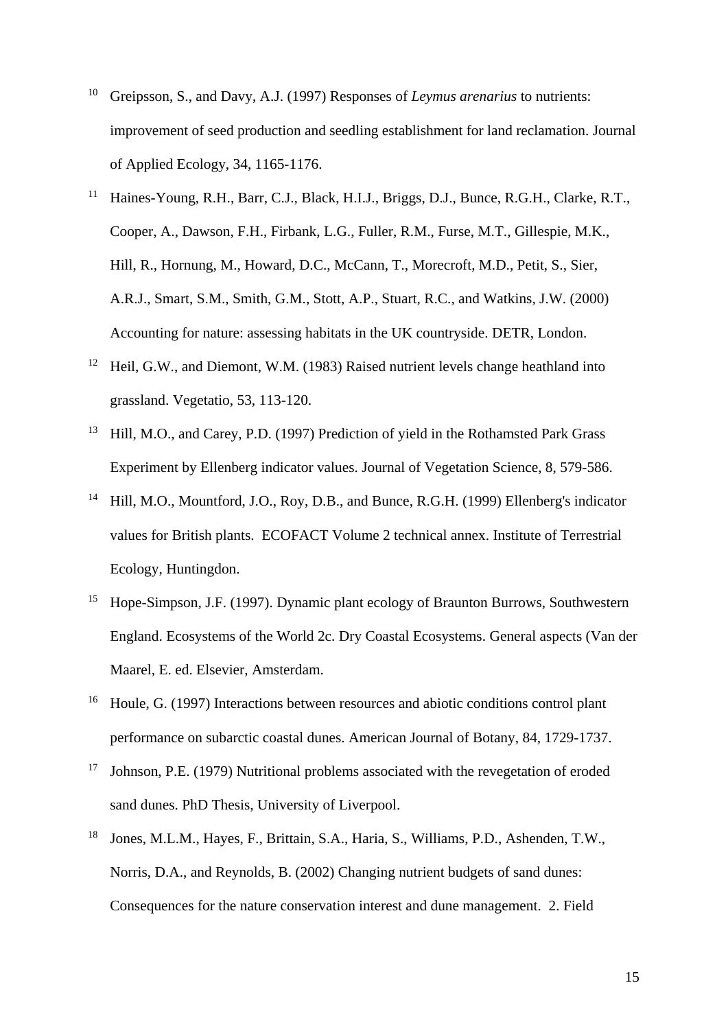[10] Greipsson, S., and Davy, A.J. (1997) Responses of *Leymus arenarius* to nutrients: improvement of seed production and seedling establishment for land reclamation. Journal of Applied Ecology, 34, 1165-1176.

[11] Haines-Young, R.H., Barr, C.J., Black, H.I.J., Briggs, D.J., Bunce, R.G.H., Clarke, R.T., Cooper, A., Dawson, F.H., Firbank, L.G., Fuller, R.M., Furse, M.T., Gillespie, M.K., Hill, R., Hornung, M., Howard, D.C., McCann, T., Morecroft, M.D., Petit, S., Sier, A.R.J., Smart, S.M., Smith, G.M., Stott, A.P., Stuart, R.C., and Watkins, J.W. (2000) Accounting for nature: assessing habitats in the UK countryside. DETR, London.

[12] Heil, G.W., and Diemont, W.M. (1983) Raised nutrient levels change heathland into grassland. Vegetatio, 53, 113-120.

[13] Hill, M.O., and Carey, P.D. (1997) Prediction of yield in the Rothamsted Park Grass Experiment by Ellenberg indicator values. Journal of Vegetation Science, 8, 579-586.

[14] Hill, M.O., Mountford, J.O., Roy, D.B., and Bunce, R.G.H. (1999) Ellenberg's indicator values for British plants. ECOFACT Volume 2 technical annex. Institute of Terrestrial Ecology, Huntingdon.

[15] Hope-Simpson, J.F. (1997). Dynamic plant ecology of Braunton Burrows, Southwestern England. Ecosystems of the World 2c. Dry Coastal Ecosystems. General aspects (Van der Maarel, E. ed. Elsevier, Amsterdam.

[16] Houle, G. (1997) Interactions between resources and abiotic conditions control plant performance on subarctic coastal dunes. American Journal of Botany, 84, 1729-1737.

[17] Johnson, P.E. (1979) Nutritional problems associated with the revegetation of eroded sand dunes. PhD Thesis, University of Liverpool.

[18] Jones, M.L.M., Hayes, F., Brittain, S.A., Haria, S., Williams, P.D., Ashenden, T.W., Norris, D.A., and Reynolds, B. (2002) Changing nutrient budgets of sand dunes: Consequences for the nature conservation interest and dune management. 2. Field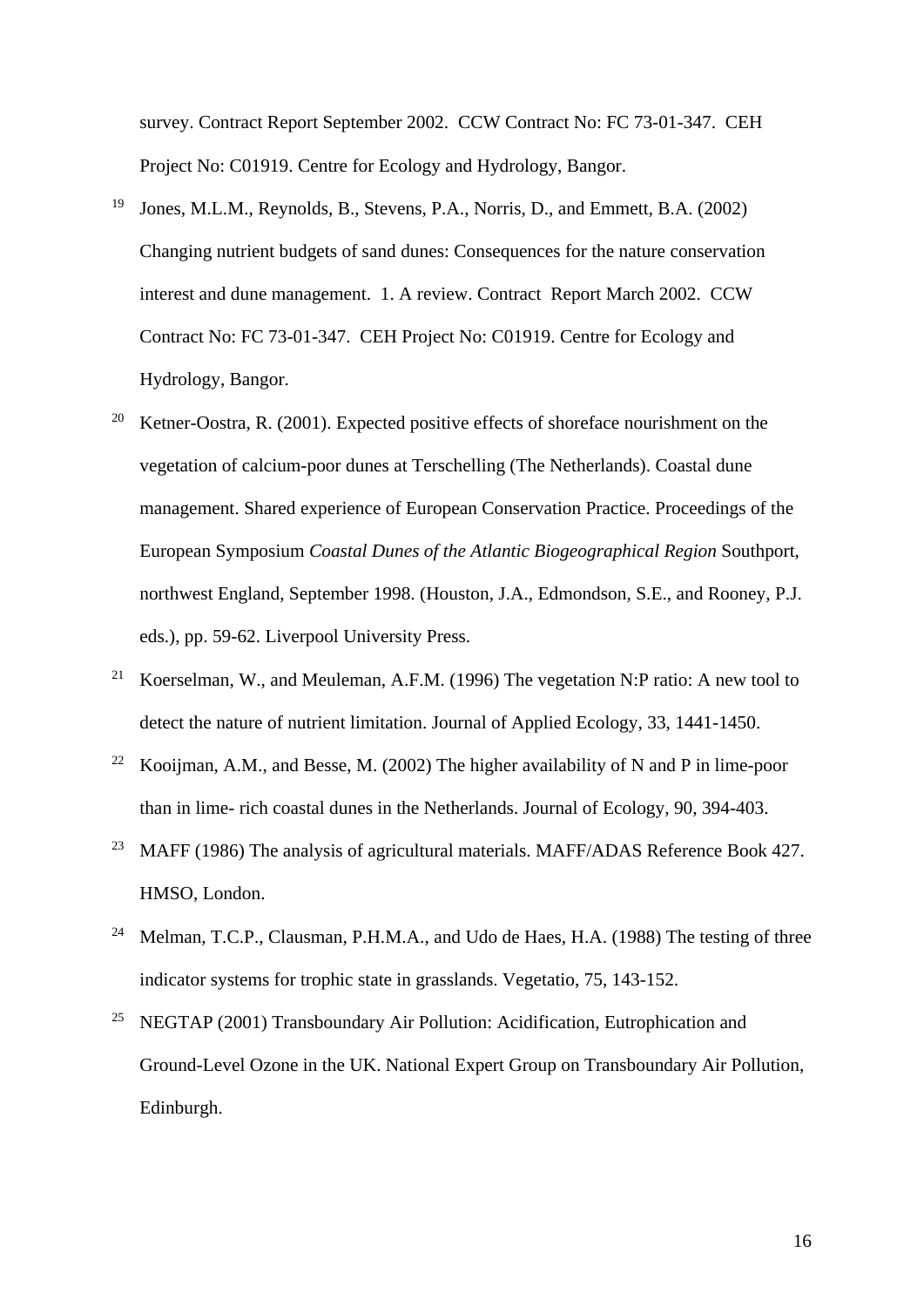survey. Contract Report September 2002. CCW Contract No: FC 73-01-347. CEH Project No: C01919. Centre for Ecology and Hydrology, Bangor.

[19] Jones, M.L.M., Reynolds, B., Stevens, P.A., Norris, D., and Emmett, B.A. (2002) Changing nutrient budgets of sand dunes: Consequences for the nature conservation interest and dune management. 1. A review. Contract Report March 2002. CCW Contract No: FC 73-01-347. CEH Project No: C01919. Centre for Ecology and Hydrology, Bangor.

[20] Ketner-Oostra, R. (2001). Expected positive effects of shoreface nourishment on the vegetation of calcium-poor dunes at Terschelling (The Netherlands). Coastal dune management. Shared experience of European Conservation Practice. Proceedings of the European Symposium *Coastal Dunes of the Atlantic Biogeographical Region* Southport, northwest England, September 1998. (Houston, J.A., Edmondson, S.E., and Rooney, P.J. eds.), pp. 59-62. Liverpool University Press.

[21] Koerselman, W., and Meuleman, A.F.M. (1996) The vegetation N:P ratio: A new tool to detect the nature of nutrient limitation. Journal of Applied Ecology, 33, 1441-1450.

[22] Kooijman, A.M., and Besse, M. (2002) The higher availability of N and P in lime-poor than in lime- rich coastal dunes in the Netherlands. Journal of Ecology, 90, 394-403.

[23] MAFF (1986) The analysis of agricultural materials. MAFF/ADAS Reference Book 427. HMSO, London.

[24] Melman, T.C.P., Clausman, P.H.M.A., and Udo de Haes, H.A. (1988) The testing of three indicator systems for trophic state in grasslands. Vegetatio, 75, 143-152.

[25] NEGTAP (2001) Transboundary Air Pollution: Acidification, Eutrophication and Ground-Level Ozone in the UK. National Expert Group on Transboundary Air Pollution, Edinburgh.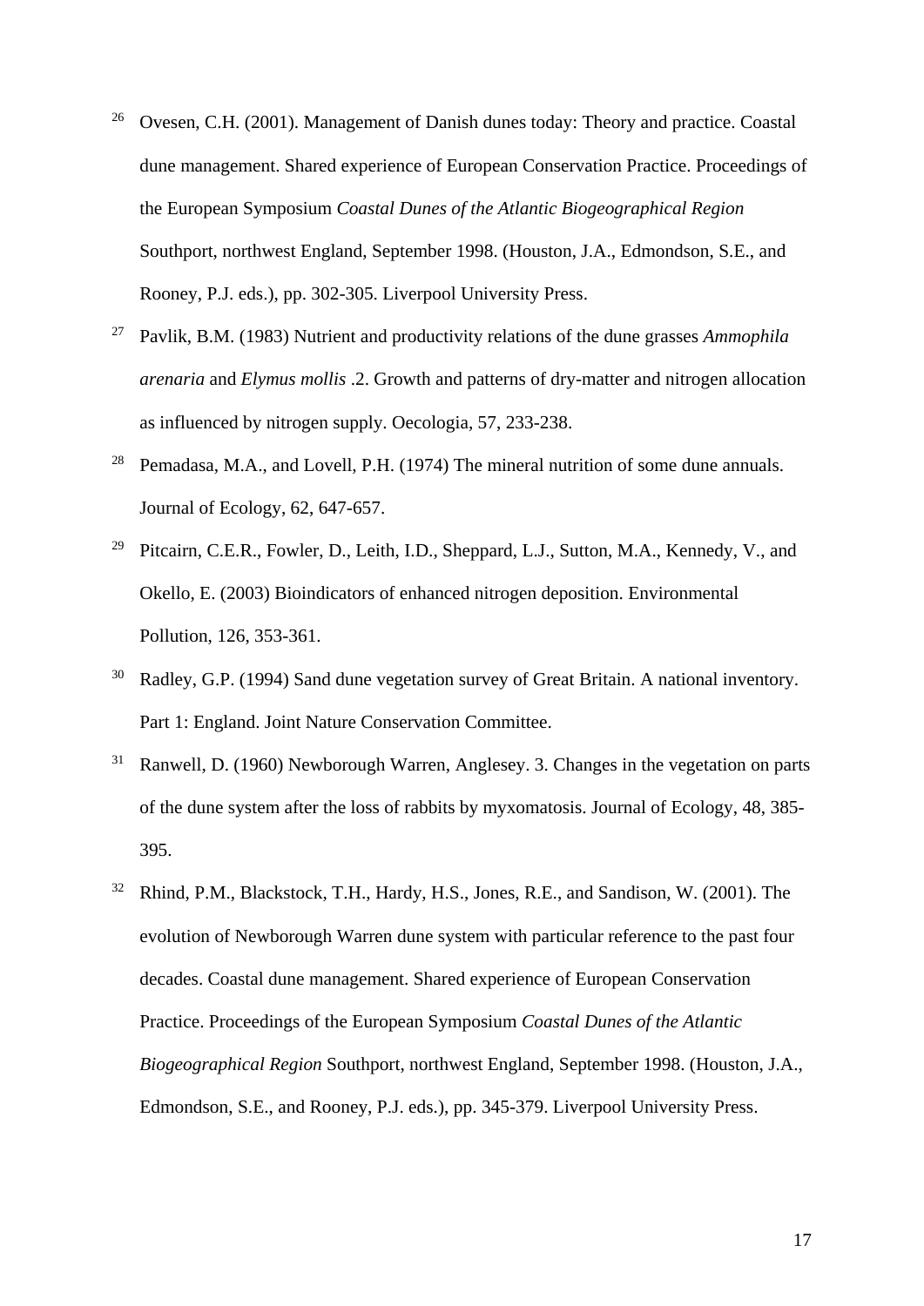[26] Ovesen, C.H. (2001). Management of Danish dunes today: Theory and practice. Coastal dune management. Shared experience of European Conservation Practice. Proceedings of the European Symposium *Coastal Dunes of the Atlantic Biogeographical Region* Southport, northwest England, September 1998. (Houston, J.A., Edmondson, S.E., and Rooney, P.J. eds.), pp. 302-305. Liverpool University Press.

[27] Pavlik, B.M. (1983) Nutrient and productivity relations of the dune grasses *Ammophila arenaria* and *Elymus mollis* .2. Growth and patterns of dry-matter and nitrogen allocation as influenced by nitrogen supply. Oecologia, 57, 233-238.

[28] Pemadasa, M.A., and Lovell, P.H. (1974) The mineral nutrition of some dune annuals. Journal of Ecology, 62, 647-657.

[29] Pitcairn, C.E.R., Fowler, D., Leith, I.D., Sheppard, L.J., Sutton, M.A., Kennedy, V., and Okello, E. (2003) Bioindicators of enhanced nitrogen deposition. Environmental Pollution, 126, 353-361.

[30] Radley, G.P. (1994) Sand dune vegetation survey of Great Britain. A national inventory. Part 1: England. Joint Nature Conservation Committee.

[31] Ranwell, D. (1960) Newborough Warren, Anglesey. 3. Changes in the vegetation on parts of the dune system after the loss of rabbits by myxomatosis. Journal of Ecology, 48, 385-395.

[32] Rhind, P.M., Blackstock, T.H., Hardy, H.S., Jones, R.E., and Sandison, W. (2001). The evolution of Newborough Warren dune system with particular reference to the past four decades. Coastal dune management. Shared experience of European Conservation Practice. Proceedings of the European Symposium *Coastal Dunes of the Atlantic Biogeographical Region* Southport, northwest England, September 1998. (Houston, J.A., Edmondson, S.E., and Rooney, P.J. eds.), pp. 345-379. Liverpool University Press.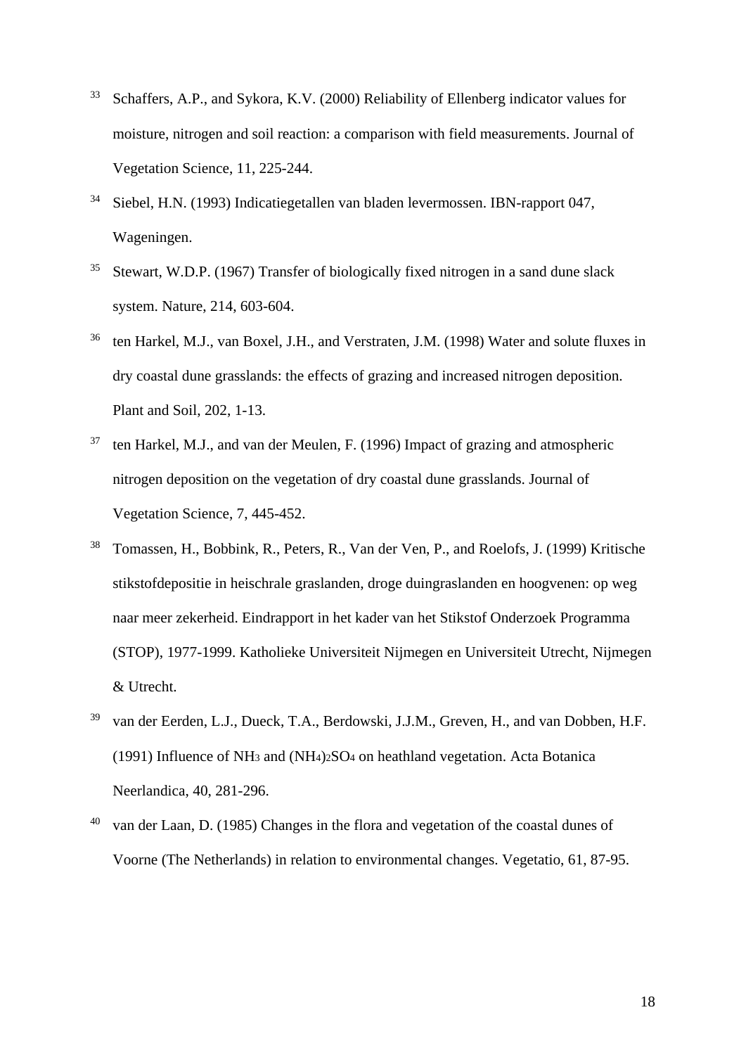33. Schaffers, A.P., and Sykora, K.V. (2000) Reliability of Ellenberg indicator values for moisture, nitrogen and soil reaction: a comparison with field measurements. Journal of Vegetation Science, 11, 225-244.

34. Siebel, H.N. (1993) Indicatiegetallen van bladen levermossen. IBN-rapport 047, Wageningen.

35. Stewart, W.D.P. (1967) Transfer of biologically fixed nitrogen in a sand dune slack system. Nature, 214, 603-604.

36. ten Harkel, M.J., van Boxel, J.H., and Verstraten, J.M. (1998) Water and solute fluxes in dry coastal dune grasslands: the effects of grazing and increased nitrogen deposition. Plant and Soil, 202, 1-13.

37. ten Harkel, M.J., and van der Meulen, F. (1996) Impact of grazing and atmospheric nitrogen deposition on the vegetation of dry coastal dune grasslands. Journal of Vegetation Science, 7, 445-452.

38. Tomassen, H., Bobbink, R., Peters, R., Van der Ven, P., and Roelofs, J. (1999) Kritische stikstofdepositie in heischrale graslanden, droge duingraslanden en hoogvenen: op weg naar meer zekerheid. Eindrapport in het kader van het Stikstof Onderzoek Programma (STOP), 1977-1999. Katholieke Universiteit Nijmegen en Universiteit Utrecht, Nijmegen & Utrecht.

39. van der Eerden, L.J., Dueck, T.A., Berdowski, J.J.M., Greven, H., and van Dobben, H.F. (1991) Influence of $NH_3$ and $(NH_4)_2SO_4$ on heathland vegetation. Acta Botanica Neerlandica, 40, 281-296.

40. van der Laan, D. (1985) Changes in the flora and vegetation of the coastal dunes of Voorne (The Netherlands) in relation to environmental changes. Vegetatio, 61, 87-95.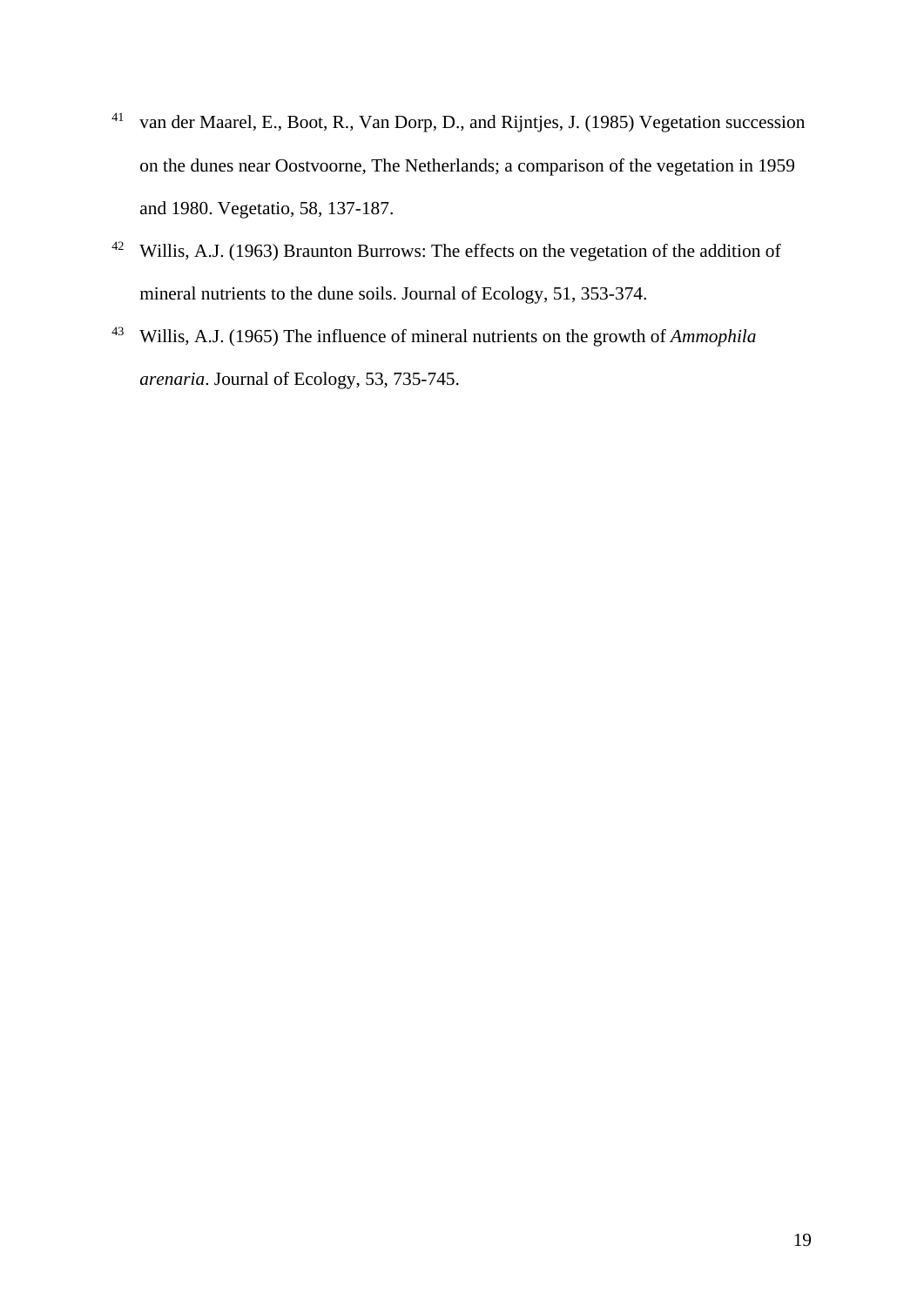[41] van der Maarel, E., Boot, R., Van Dorp, D., and Rijntjes, J. (1985) Vegetation succession on the dunes near Oostvoorne, The Netherlands; a comparison of the vegetation in 1959 and 1980. Vegetatio, 58, 137-187.

[42] Willis, A.J. (1963) Braunton Burrows: The effects on the vegetation of the addition of mineral nutrients to the dune soils. Journal of Ecology, 51, 353-374.

[43] Willis, A.J. (1965) The influence of mineral nutrients on the growth of *Ammophila arenaria*. Journal of Ecology, 53, 735-745.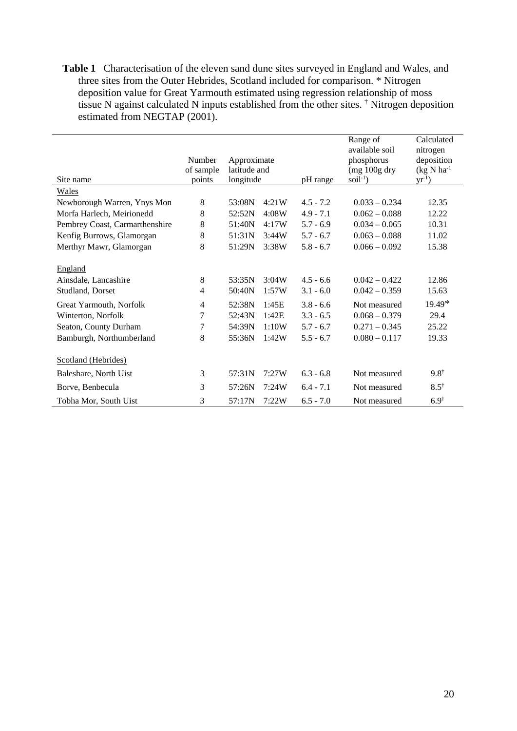**Table 1** Characterisation of the eleven sand dune sites surveyed in England and Wales, and three sites from the Outer Hebrides, Scotland included for comparison. * Nitrogen deposition value for Great Yarmouth estimated using regression relationship of moss tissue N against calculated N inputs established from the other sites. † Nitrogen deposition estimated from NEGTAP (2001).

| Site name | Number of sample points | Approximate latitude and longitude | | pH range | Range of available soil phosphorus (mg 100g dry soil$^{-1}$) | Calculated nitrogen deposition (kg N ha$^{-1}$ yr$^{-1}$) |
|---|---|---|---|---|---|---|
| Wales | | | | | | |
| Newborough Warren, Ynys Mon | 8 | 53:08N | 4:21W | 4.5 - 7.2 | 0.033 – 0.234 | 12.35 |
| Morfa Harlech, Meirionedd | 8 | 52:52N | 4:08W | 4.9 - 7.1 | 0.062 – 0.088 | 12.22 |
| Pembrey Coast, Carmarthenshire | 8 | 51:40N | 4:17W | 5.7 - 6.9 | 0.034 – 0.065 | 10.31 |
| Kenfig Burrows, Glamorgan | 8 | 51:31N | 3:44W | 5.7 - 6.7 | 0.063 – 0.088 | 11.02 |
| Merthyr Mawr, Glamorgan | 8 | 51:29N | 3:38W | 5.8 - 6.7 | 0.066 – 0.092 | 15.38 |
| England | | | | | | |
| Ainsdale, Lancashire | 8 | 53:35N | 3:04W | 4.5 - 6.6 | 0.042 – 0.422 | 12.86 |
| Studland, Dorset | 4 | 50:40N | 1:57W | 3.1 - 6.0 | 0.042 – 0.359 | 15.63 |
| Great Yarmouth, Norfolk | 4 | 52:38N | 1:45E | 3.8 - 6.6 | Not measured | 19.49* |
| Winterton, Norfolk | 7 | 52:43N | 1:42E | 3.3 - 6.5 | 0.068 – 0.379 | 29.4 |
| Seaton, County Durham | 7 | 54:39N | 1:10W | 5.7 - 6.7 | 0.271 – 0.345 | 25.22 |
| Bamburgh, Northumberland | 8 | 55:36N | 1:42W | 5.5 - 6.7 | 0.080 – 0.117 | 19.33 |
| Scotland (Hebrides) | | | | | | |
| Baleshare, North Uist | 3 | 57:31N | 7:27W | 6.3 - 6.8 | Not measured | 9.8† |
| Borve, Benbecula | 3 | 57:26N | 7:24W | 6.4 - 7.1 | Not measured | 8.5† |
| Tobha Mor, South Uist | 3 | 57:17N | 7:22W | 6.5 - 7.0 | Not measured | 6.9† |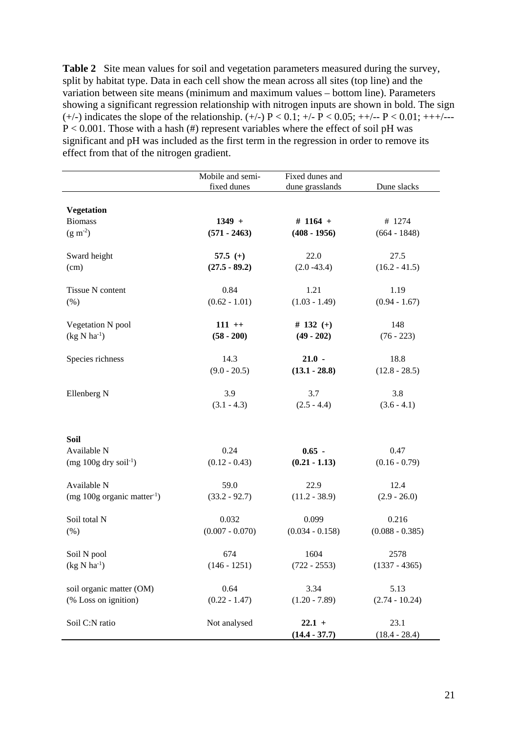**Table 2** Site mean values for soil and vegetation parameters measured during the survey, split by habitat type. Data in each cell show the mean across all sites (top line) and the variation between site means (minimum and maximum values – bottom line). Parameters showing a significant regression relationship with nitrogen inputs are shown in bold. The sign (+/-) indicates the slope of the relationship. (+/-) $P < 0.1$; +/- $P < 0.05$; ++/-- $P < 0.01$; +++/--- $P < 0.001$. Those with a hash (#) represent variables where the effect of soil pH was significant and pH was included as the first term in the regression in order to remove its effect from that of the nitrogen gradient.

| | Mobile and semi-fixed dunes | Fixed dunes and dune grasslands | Dune slacks |
|---|---|---|---|
| **Vegetation** | | | |
| Biomass | **1349 +** | **# 1164 +** | # 1274 |
| ($g\ m^{-2}$) | **(571 - 2463)** | **(408 - 1956)** | (664 - 1848) |
| Sward height | **57.5 (+)** | 22.0 | 27.5 |
| (cm) | **(27.5 - 89.2)** | (2.0 -43.4) | (16.2 - 41.5) |
| Tissue N content | 0.84 | 1.21 | 1.19 |
| (%) | (0.62 - 1.01) | (1.03 - 1.49) | (0.94 - 1.67) |
| Vegetation N pool | **111 ++** | **# 132 (+)** | 148 |
| ($kg\ N\ ha^{-1}$) | **(58 - 200)** | **(49 - 202)** | (76 - 223) |
| Species richness | 14.3 | **21.0 -** | 18.8 |
| | (9.0 - 20.5) | **(13.1 - 28.8)** | (12.8 - 28.5) |
| Ellenberg N | 3.9 | 3.7 | 3.8 |
| | (3.1 - 4.3) | (2.5 - 4.4) | (3.6 - 4.1) |
| **Soil** | | | |
| Available N | 0.24 | **0.65 -** | 0.47 |
| (mg 100g dry $soil^{-1}$) | (0.12 - 0.43) | **(0.21 - 1.13)** | (0.16 - 0.79) |
| Available N | 59.0 | 22.9 | 12.4 |
| (mg 100g organic $matter^{-1}$) | (33.2 - 92.7) | (11.2 - 38.9) | (2.9 - 26.0) |
| Soil total N | 0.032 | 0.099 | 0.216 |
| (%) | (0.007 - 0.070) | (0.034 - 0.158) | (0.088 - 0.385) |
| Soil N pool | 674 | 1604 | 2578 |
| ($kg\ N\ ha^{-1}$) | (146 - 1251) | (722 - 2553) | (1337 - 4365) |
| soil organic matter (OM) | 0.64 | 3.34 | 5.13 |
| (% Loss on ignition) | (0.22 - 1.47) | (1.20 - 7.89) | (2.74 - 10.24) |
| Soil C:N ratio | Not analysed | **22.1 +** | 23.1 |
| | | **(14.4 - 37.7)** | (18.4 - 28.4) |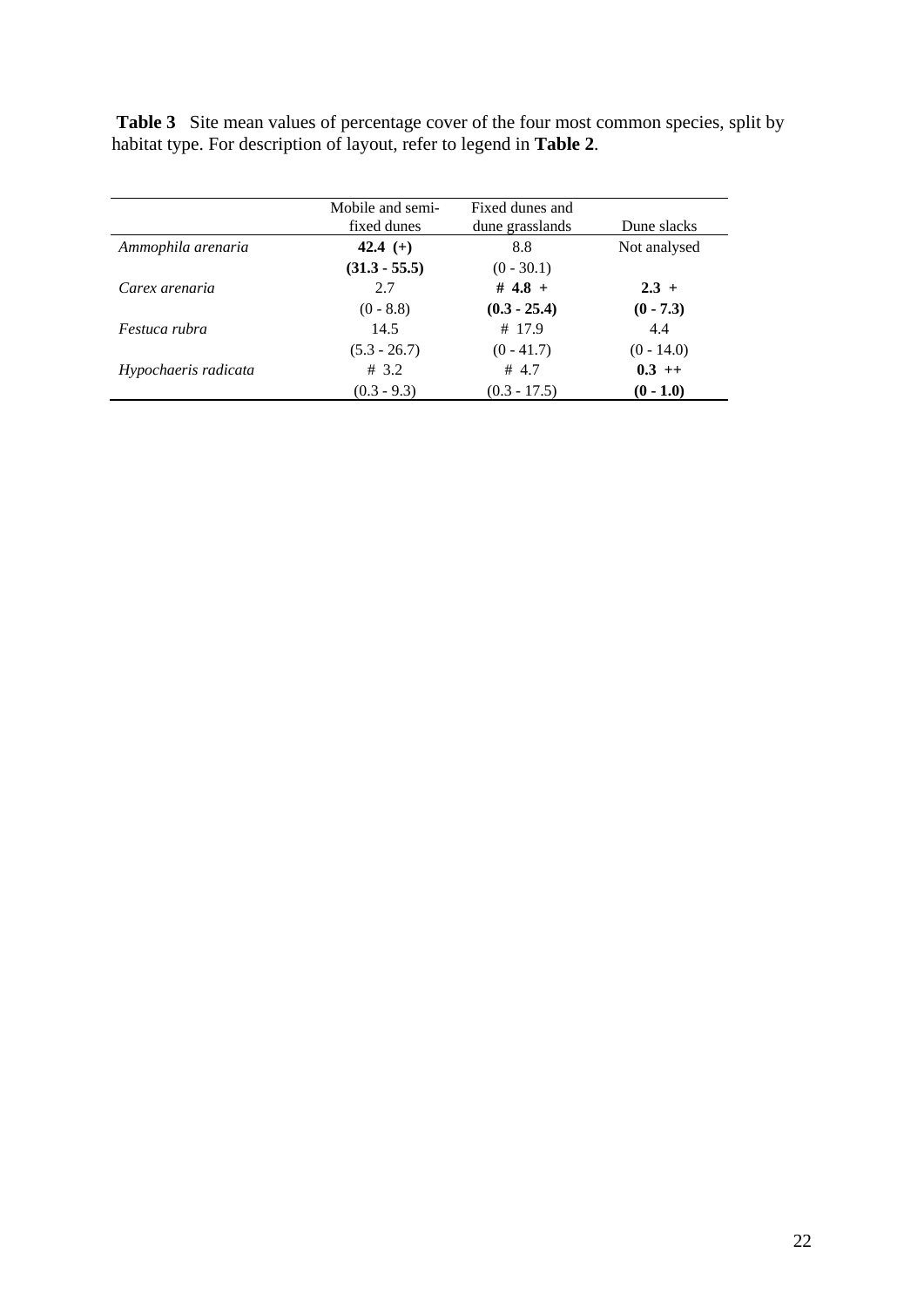**Table 3** Site mean values of percentage cover of the four most common species, split by habitat type. For description of layout, refer to legend in **Table 2**.

| | Mobile and semi-fixed dunes | Fixed dunes and dune grasslands | Dune slacks |
|---|---|---|---|
| *Ammophila arenaria* | **42.4 (+)** | 8.8 | Not analysed |
| | **(31.3 - 55.5)** | (0 - 30.1) | |
| *Carex arenaria* | 2.7 | **# 4.8 +** | **2.3 +** |
| | (0 - 8.8) | **(0.3 - 25.4)** | **(0 - 7.3)** |
| *Festuca rubra* | 14.5 | # 17.9 | 4.4 |
| | (5.3 - 26.7) | (0 - 41.7) | (0 - 14.0) |
| *Hypochaeris radicata* | # 3.2 | # 4.7 | **0.3 ++** |
| | (0.3 - 9.3) | (0.3 - 17.5) | **(0 - 1.0)** |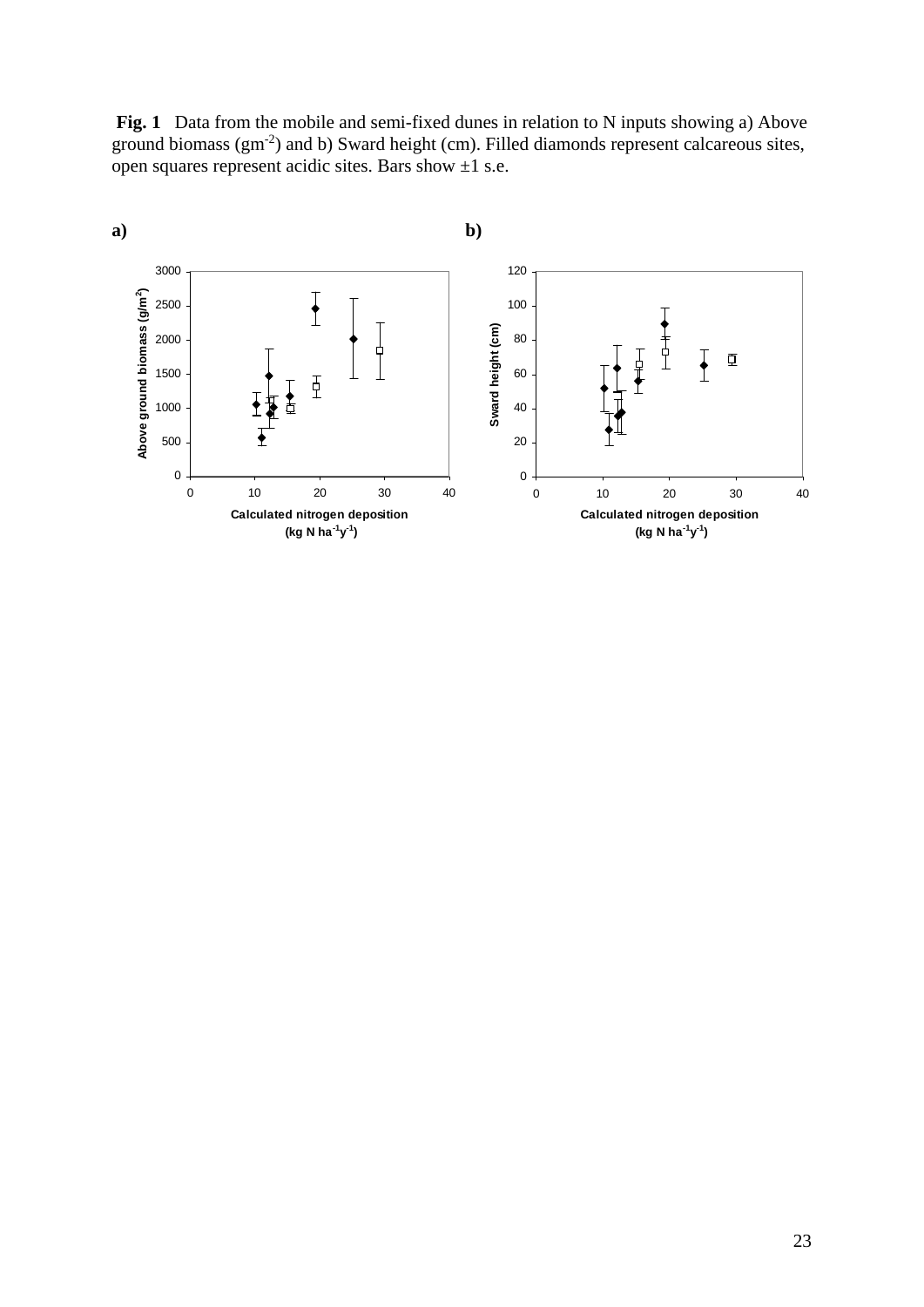**Fig. 1** Data from the mobile and semi-fixed dunes in relation to N inputs showing a) Above ground biomass ($gm^{-2}$) and b) Sward height (cm). Filled diamonds represent calcareous sites, open squares represent acidic sites. Bars show ±1 s.e.

**a)**

**b)**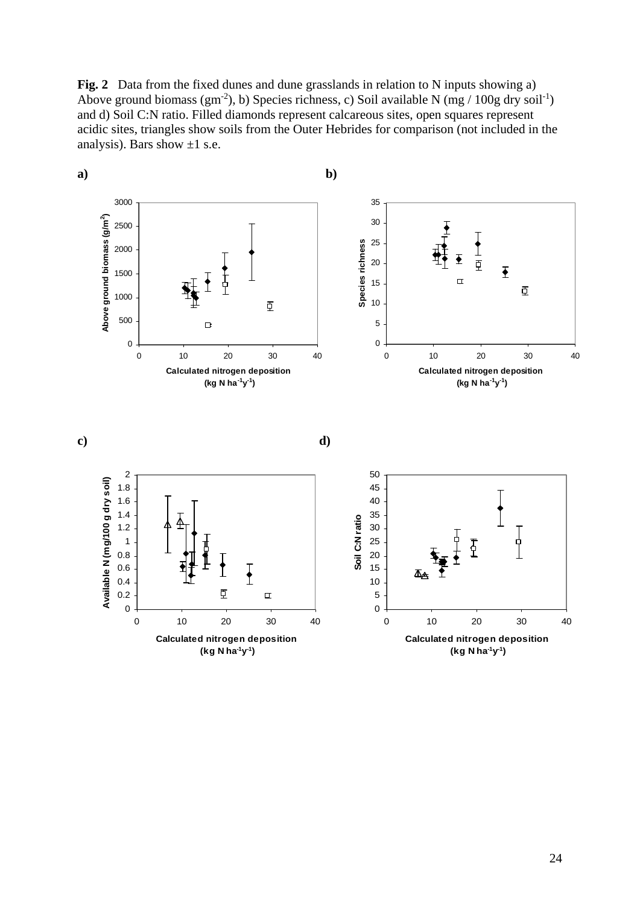**Fig. 2** Data from the fixed dunes and dune grasslands in relation to N inputs showing a) Above ground biomass ($gm^{-2}$), b) Species richness, c) Soil available N (mg / 100g dry soil$^{-1}$) and d) Soil C:N ratio. Filled diamonds represent calcareous sites, open squares represent acidic sites, triangles show soils from the Outer Hebrides for comparison (not included in the analysis). Bars show ±1 s.e.

**a)**

Above ground biomass (g/m$^2$)

0
500
1000
1500
2000
2500
3000

0
10
20
30
40

Calculated nitrogen deposition
(kg N ha$^{-1}$y$^{-1}$)

**b)**

Species richness

0
5
10
15
20
25
30
35

0
10
20
30
40

Calculated nitrogen deposition
(kg N ha$^{-1}$y$^{-1}$)

**c)**

Available N (mg/100 g dry soil)

0
0.2
0.4
0.6
0.8
1
1.2
1.4
1.6
1.8
2

0
10
20
30
40

Calculated nitrogen deposition
(kg N ha$^{-1}$y$^{-1}$)

**d)**

Soil C:N ratio

0
5
10
15
20
25
30
35
40
45
50

0
10
20
30
40

Calculated nitrogen deposition
(kg N ha$^{-1}$y$^{-1}$)